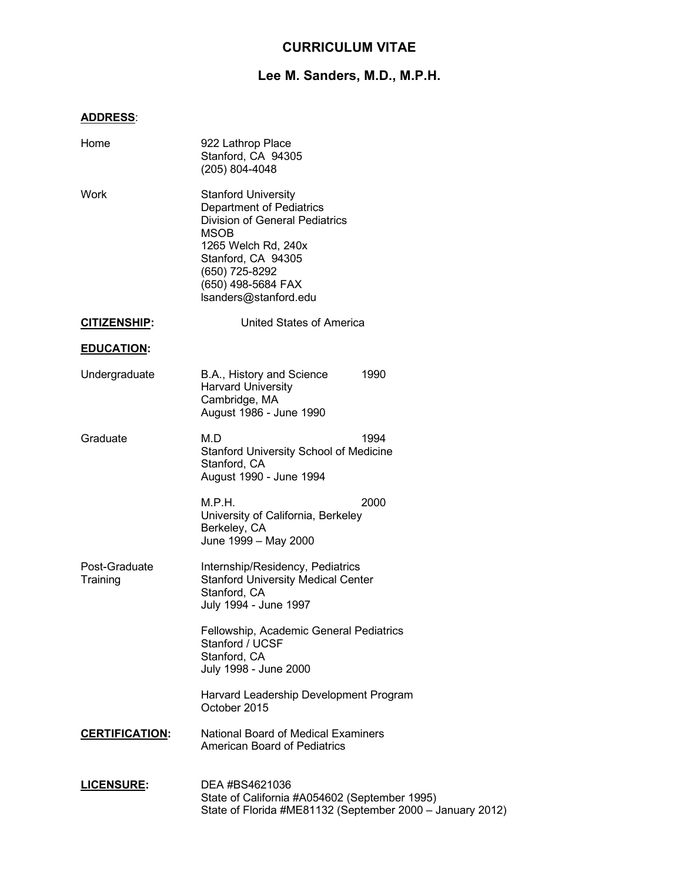# CURRICULUM VITAE

## Lee M. Sanders, M.D., M.P.H.

**ADDRESS**:

Home

922 Lathrop Place
Stanford, CA 94305
(205) 804-4048

Work

Stanford University
Department of Pediatrics
Division of General Pediatrics
MSOB
1265 Welch Rd, 240x
Stanford, CA 94305
(650) 725-8292
(650) 498-5684 FAX
lsanders@stanford.edu

**CITIZENSHIP:** United States of America

**EDUCATION:**

Undergraduate

B.A., History and Science 1990
Harvard University
Cambridge, MA
August 1986 - June 1990

Graduate

M.D 1994
Stanford University School of Medicine
Stanford, CA
August 1990 - June 1994

M.P.H. 2000
University of California, Berkeley
Berkeley, CA
June 1999 – May 2000

Post-Graduate Training

Internship/Residency, Pediatrics
Stanford University Medical Center
Stanford, CA
July 1994 - June 1997

Fellowship, Academic General Pediatrics
Stanford / UCSF
Stanford, CA
July 1998 - June 2000

Harvard Leadership Development Program
October 2015

**CERTIFICATION:**

National Board of Medical Examiners
American Board of Pediatrics

**LICENSURE:**

DEA #BS4621036
State of California #A054602 (September 1995)
State of Florida #ME81132 (September 2000 – January 2012)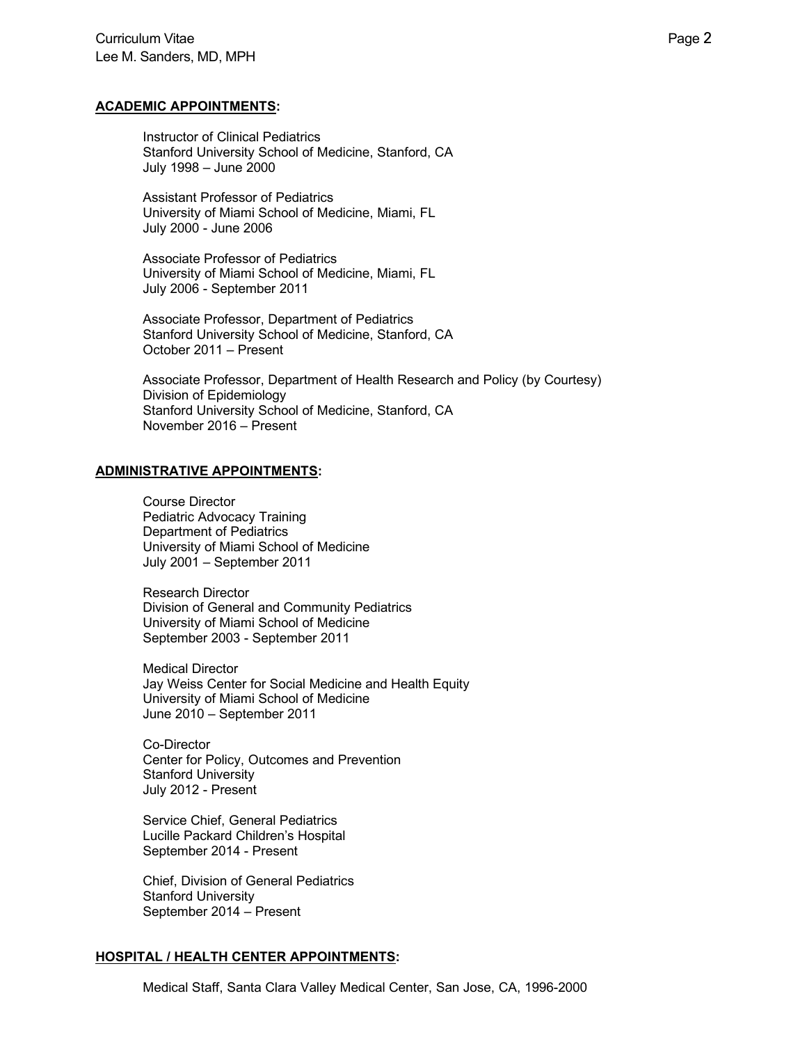## ACADEMIC APPOINTMENTS:

Instructor of Clinical Pediatrics
Stanford University School of Medicine, Stanford, CA
July 1998 – June 2000

Assistant Professor of Pediatrics
University of Miami School of Medicine, Miami, FL
July 2000 - June 2006

Associate Professor of Pediatrics
University of Miami School of Medicine, Miami, FL
July 2006 - September 2011

Associate Professor, Department of Pediatrics
Stanford University School of Medicine, Stanford, CA
October 2011 – Present

Associate Professor, Department of Health Research and Policy (by Courtesy)
Division of Epidemiology
Stanford University School of Medicine, Stanford, CA
November 2016 – Present

## ADMINISTRATIVE APPOINTMENTS:

Course Director
Pediatric Advocacy Training
Department of Pediatrics
University of Miami School of Medicine
July 2001 – September 2011

Research Director
Division of General and Community Pediatrics
University of Miami School of Medicine
September 2003 - September 2011

Medical Director
Jay Weiss Center for Social Medicine and Health Equity
University of Miami School of Medicine
June 2010 – September 2011

Co-Director
Center for Policy, Outcomes and Prevention
Stanford University
July 2012 - Present

Service Chief, General Pediatrics
Lucille Packard Children's Hospital
September 2014 - Present

Chief, Division of General Pediatrics
Stanford University
September 2014 – Present

## HOSPITAL / HEALTH CENTER APPOINTMENTS:

Medical Staff, Santa Clara Valley Medical Center, San Jose, CA, 1996-2000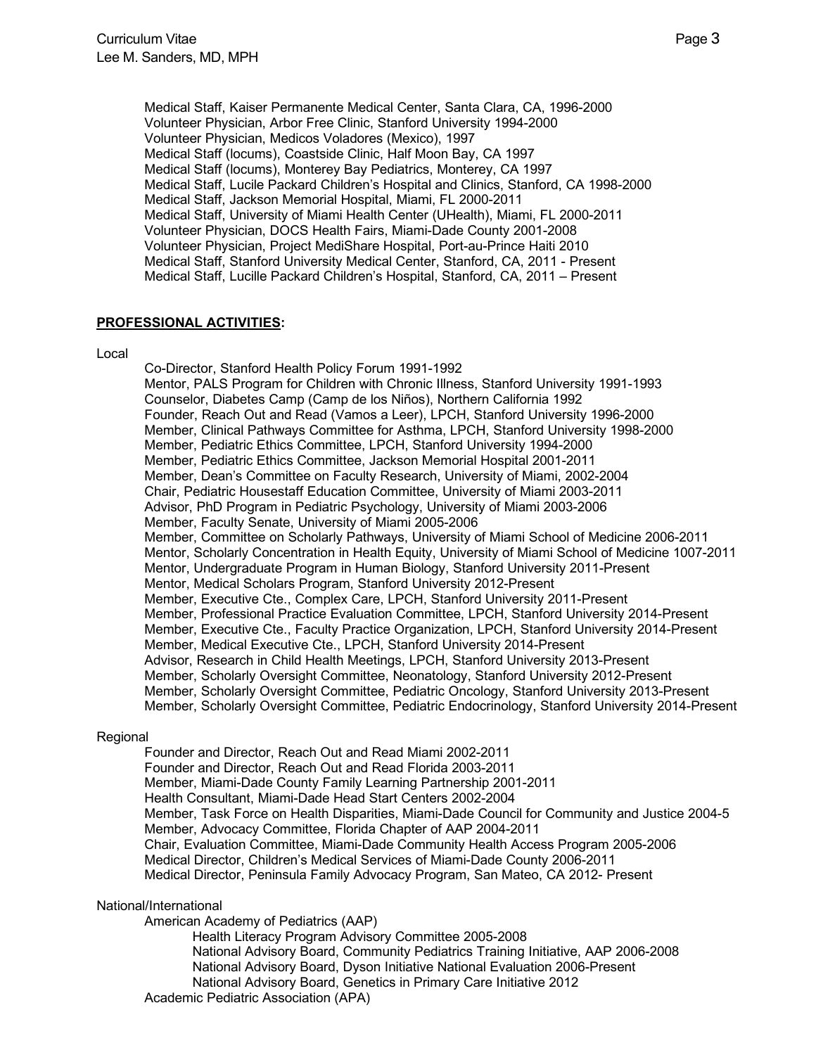Medical Staff, Kaiser Permanente Medical Center, Santa Clara, CA, 1996-2000
Volunteer Physician, Arbor Free Clinic, Stanford University 1994-2000
Volunteer Physician, Medicos Voladores (Mexico), 1997
Medical Staff (locums), Coastside Clinic, Half Moon Bay, CA 1997
Medical Staff (locums), Monterey Bay Pediatrics, Monterey, CA 1997
Medical Staff, Lucile Packard Children's Hospital and Clinics, Stanford, CA 1998-2000
Medical Staff, Jackson Memorial Hospital, Miami, FL 2000-2011
Medical Staff, University of Miami Health Center (UHealth), Miami, FL 2000-2011
Volunteer Physician, DOCS Health Fairs, Miami-Dade County 2001-2008
Volunteer Physician, Project MediShare Hospital, Port-au-Prince Haiti 2010
Medical Staff, Stanford University Medical Center, Stanford, CA, 2011 - Present
Medical Staff, Lucille Packard Children's Hospital, Stanford, CA, 2011 – Present

## PROFESSIONAL ACTIVITIES:

Local

Co-Director, Stanford Health Policy Forum 1991-1992
Mentor, PALS Program for Children with Chronic Illness, Stanford University 1991-1993
Counselor, Diabetes Camp (Camp de los Niños), Northern California 1992
Founder, Reach Out and Read (Vamos a Leer), LPCH, Stanford University 1996-2000
Member, Clinical Pathways Committee for Asthma, LPCH, Stanford University 1998-2000
Member, Pediatric Ethics Committee, LPCH, Stanford University 1994-2000
Member, Pediatric Ethics Committee, Jackson Memorial Hospital 2001-2011
Member, Dean's Committee on Faculty Research, University of Miami, 2002-2004
Chair, Pediatric Housestaff Education Committee, University of Miami 2003-2011
Advisor, PhD Program in Pediatric Psychology, University of Miami 2003-2006
Member, Faculty Senate, University of Miami 2005-2006
Member, Committee on Scholarly Pathways, University of Miami School of Medicine 2006-2011
Mentor, Scholarly Concentration in Health Equity, University of Miami School of Medicine 1007-2011
Mentor, Undergraduate Program in Human Biology, Stanford University 2011-Present
Mentor, Medical Scholars Program, Stanford University 2012-Present
Member, Executive Cte., Complex Care, LPCH, Stanford University 2011-Present
Member, Professional Practice Evaluation Committee, LPCH, Stanford University 2014-Present
Member, Executive Cte., Faculty Practice Organization, LPCH, Stanford University 2014-Present
Member, Medical Executive Cte., LPCH, Stanford University 2014-Present
Advisor, Research in Child Health Meetings, LPCH, Stanford University 2013-Present
Member, Scholarly Oversight Committee, Neonatology, Stanford University 2012-Present
Member, Scholarly Oversight Committee, Pediatric Oncology, Stanford University 2013-Present
Member, Scholarly Oversight Committee, Pediatric Endocrinology, Stanford University 2014-Present

Regional

Founder and Director, Reach Out and Read Miami 2002-2011
Founder and Director, Reach Out and Read Florida 2003-2011
Member, Miami-Dade County Family Learning Partnership 2001-2011
Health Consultant, Miami-Dade Head Start Centers 2002-2004
Member, Task Force on Health Disparities, Miami-Dade Council for Community and Justice 2004-5
Member, Advocacy Committee, Florida Chapter of AAP 2004-2011
Chair, Evaluation Committee, Miami-Dade Community Health Access Program 2005-2006
Medical Director, Children's Medical Services of Miami-Dade County 2006-2011
Medical Director, Peninsula Family Advocacy Program, San Mateo, CA 2012- Present

National/International

American Academy of Pediatrics (AAP)

- Health Literacy Program Advisory Committee 2005-2008
- National Advisory Board, Community Pediatrics Training Initiative, AAP 2006-2008
- National Advisory Board, Dyson Initiative National Evaluation 2006-Present
- National Advisory Board, Genetics in Primary Care Initiative 2012

Academic Pediatric Association (APA)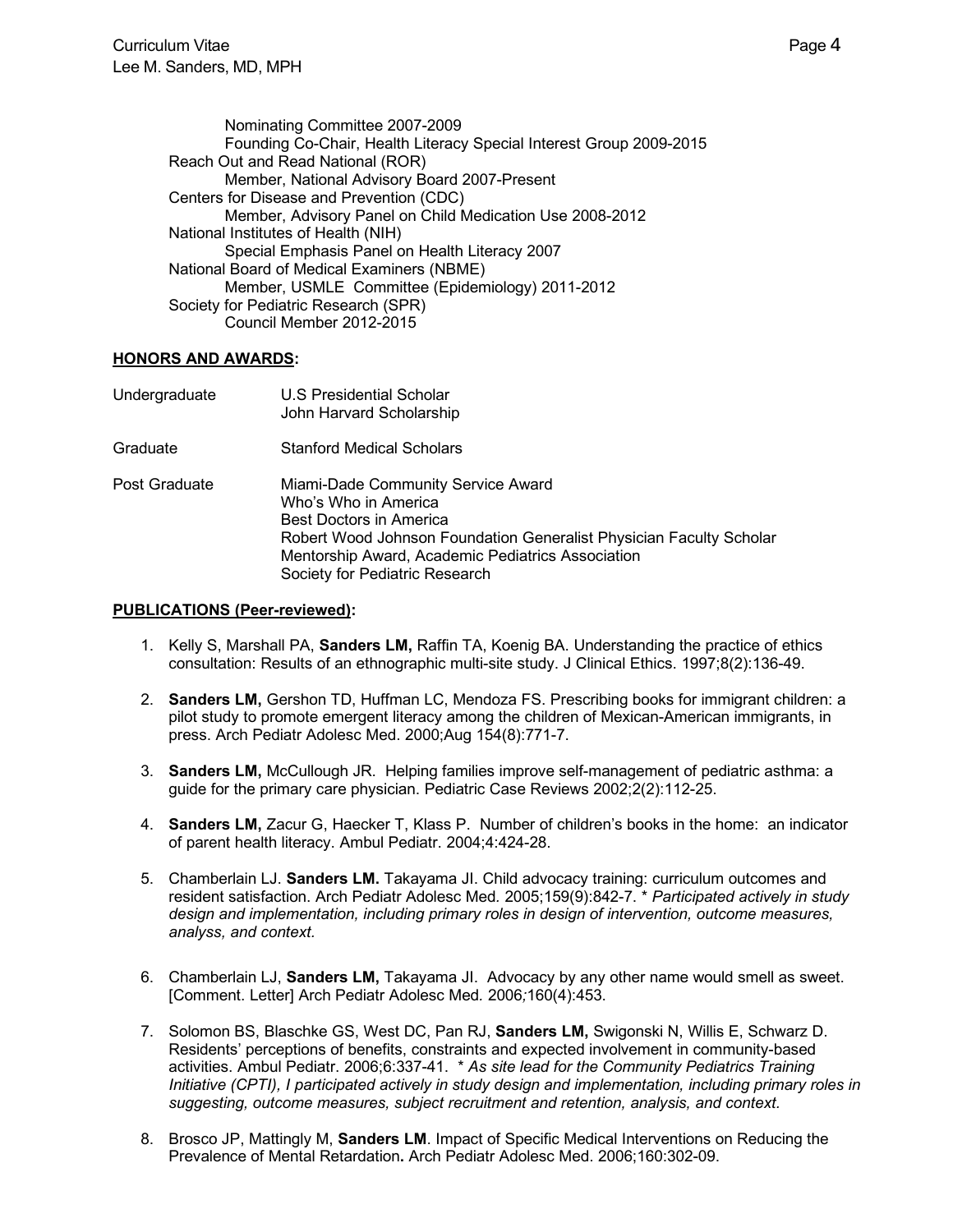Nominating Committee 2007-2009
Founding Co-Chair, Health Literacy Special Interest Group 2009-2015

Reach Out and Read National (ROR)
Member, National Advisory Board 2007-Present

Centers for Disease and Prevention (CDC)
Member, Advisory Panel on Child Medication Use 2008-2012

National Institutes of Health (NIH)
Special Emphasis Panel on Health Literacy 2007

National Board of Medical Examiners (NBME)
Member, USMLE Committee (Epidemiology) 2011-2012

Society for Pediatric Research (SPR)
Council Member 2012-2015

## HONORS AND AWARDS:

| | |
|---|---|
| Undergraduate | U.S Presidential Scholar<br>John Harvard Scholarship |
| Graduate | Stanford Medical Scholars |
| Post Graduate | Miami-Dade Community Service Award<br>Who's Who in America<br>Best Doctors in America<br>Robert Wood Johnson Foundation Generalist Physician Faculty Scholar<br>Mentorship Award, Academic Pediatrics Association<br>Society for Pediatric Research |

## PUBLICATIONS (Peer-reviewed):

1. Kelly S, Marshall PA, **Sanders LM,** Raffin TA, Koenig BA. Understanding the practice of ethics consultation: Results of an ethnographic multi-site study. J Clinical Ethics. 1997;8(2):136-49.

2. **Sanders LM,** Gershon TD, Huffman LC, Mendoza FS. Prescribing books for immigrant children: a pilot study to promote emergent literacy among the children of Mexican-American immigrants, in press. Arch Pediatr Adolesc Med. 2000;Aug 154(8):771-7.

3. **Sanders LM,** McCullough JR. Helping families improve self-management of pediatric asthma: a guide for the primary care physician. Pediatric Case Reviews 2002;2(2):112-25.

4. **Sanders LM,** Zacur G, Haecker T, Klass P. Number of children's books in the home: an indicator of parent health literacy. Ambul Pediatr. 2004;4:424-28.

5. Chamberlain LJ. **Sanders LM.** Takayama JI. Child advocacy training: curriculum outcomes and resident satisfaction. Arch Pediatr Adolesc Med. 2005;159(9):842-7. * *Participated actively in study design and implementation, including primary roles in design of intervention, outcome measures, analyss, and context.*

6. Chamberlain LJ, **Sanders LM,** Takayama JI. Advocacy by any other name would smell as sweet. [Comment. Letter] Arch Pediatr Adolesc Med. 2006;160(4):453.

7. Solomon BS, Blaschke GS, West DC, Pan RJ, **Sanders LM,** Swigonski N, Willis E, Schwarz D. Residents' perceptions of benefits, constraints and expected involvement in community-based activities. Ambul Pediatr. 2006;6:337-41. * *As site lead for the Community Pediatrics Training Initiative (CPTI), I participated actively in study design and implementation, including primary roles in suggesting, outcome measures, subject recruitment and retention, analysis, and context.*

8. Brosco JP, Mattingly M, **Sanders LM**. Impact of Specific Medical Interventions on Reducing the Prevalence of Mental Retardation**.** Arch Pediatr Adolesc Med. 2006;160:302-09.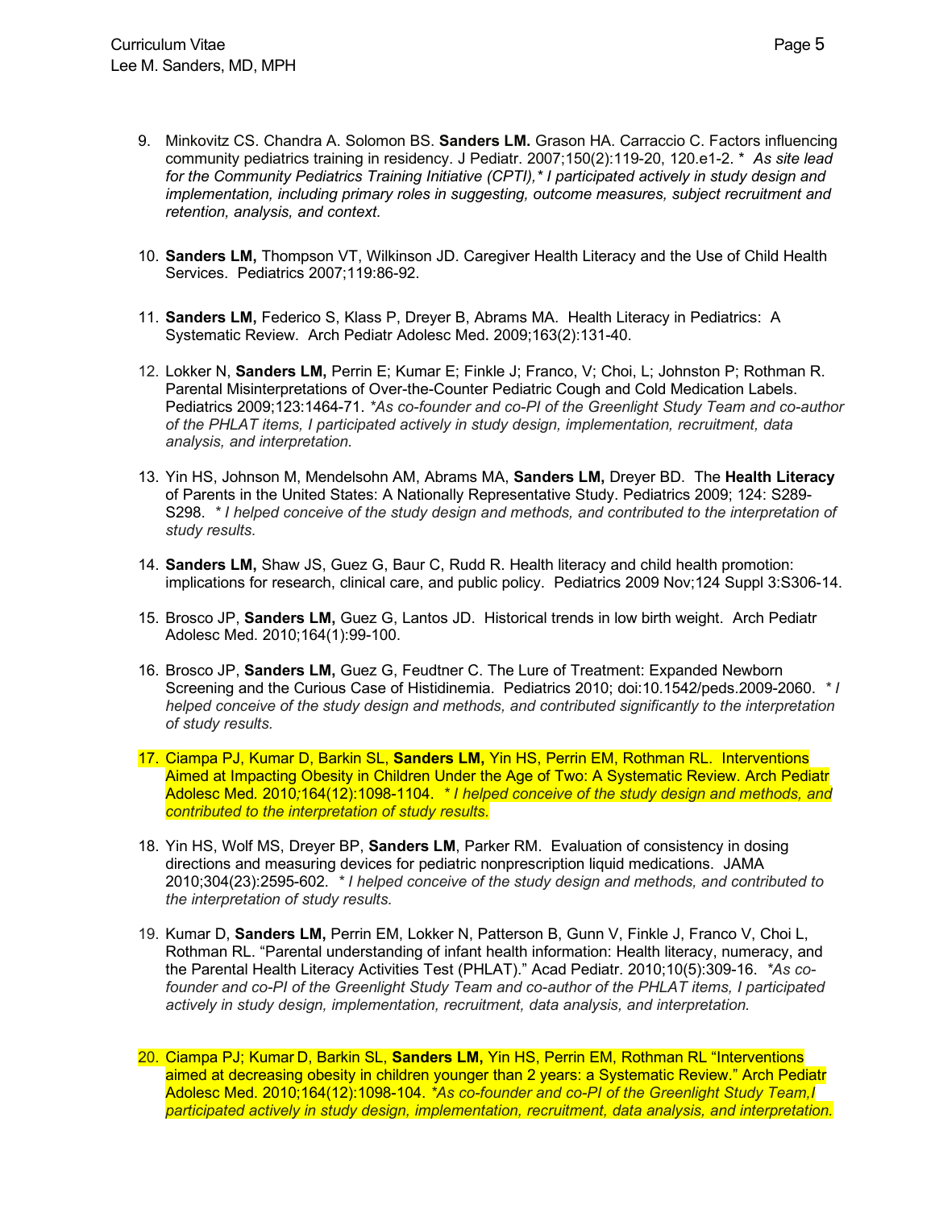9. Minkovitz CS. Chandra A. Solomon BS. **Sanders LM.** Grason HA. Carraccio C. Factors influencing community pediatrics training in residency. J Pediatr. 2007;150(2):119-20, 120.e1-2. * *As site lead for the Community Pediatrics Training Initiative (CPTI),* I participated actively in study design and implementation, including primary roles in suggesting, outcome measures, subject recruitment and retention, analysis, and context.*

10. **Sanders LM,** Thompson VT, Wilkinson JD. Caregiver Health Literacy and the Use of Child Health Services. Pediatrics 2007;119:86-92.

11. **Sanders LM,** Federico S, Klass P, Dreyer B, Abrams MA. Health Literacy in Pediatrics: A Systematic Review. Arch Pediatr Adolesc Med**.** 2009;163(2):131-40.

12. Lokker N, **Sanders LM,** Perrin E; Kumar E; Finkle J; Franco, V; Choi, L; Johnston P; Rothman R. Parental Misinterpretations of Over-the-Counter Pediatric Cough and Cold Medication Labels. Pediatrics 2009;123:1464-71. *\*As co-founder and co-PI of the Greenlight Study Team and co-author of the PHLAT items, I participated actively in study design, implementation, recruitment, data analysis, and interpretation.*

13. Yin HS, Johnson M, Mendelsohn AM, Abrams MA, **Sanders LM,** Dreyer BD. The **Health Literacy** of Parents in the United States: A Nationally Representative Study. Pediatrics 2009; 124: S289-S298. *\* I helped conceive of the study design and methods, and contributed to the interpretation of study results.*

14. **Sanders LM,** Shaw JS, Guez G, Baur C, Rudd R. Health literacy and child health promotion: implications for research, clinical care, and public policy. Pediatrics 2009 Nov;124 Suppl 3:S306-14.

15. Brosco JP, **Sanders LM,** Guez G, Lantos JD. Historical trends in low birth weight. Arch Pediatr Adolesc Med. 2010;164(1):99-100.

16. Brosco JP, **Sanders LM,** Guez G, Feudtner C. The Lure of Treatment: Expanded Newborn Screening and the Curious Case of Histidinemia. Pediatrics 2010; doi:10.1542/peds.2009-2060. *\* I helped conceive of the study design and methods, and contributed significantly to the interpretation of study results.*

17. Ciampa PJ, Kumar D, Barkin SL, **Sanders LM,** Yin HS, Perrin EM, Rothman RL. Interventions Aimed at Impacting Obesity in Children Under the Age of Two: A Systematic Review. Arch Pediatr Adolesc Med*.* 2010*;*164(12):1098-1104. *\* I helped conceive of the study design and methods, and contributed to the interpretation of study results.*

18. Yin HS, Wolf MS, Dreyer BP, **Sanders LM**, Parker RM. Evaluation of consistency in dosing directions and measuring devices for pediatric nonprescription liquid medications. JAMA 2010;304(23):2595-602. *\* I helped conceive of the study design and methods, and contributed to the interpretation of study results.*

19. Kumar D, **Sanders LM,** Perrin EM, Lokker N, Patterson B, Gunn V, Finkle J, Franco V, Choi L, Rothman RL. "Parental understanding of infant health information: Health literacy, numeracy, and the Parental Health Literacy Activities Test (PHLAT)." Acad Pediatr. 2010;10(5):309-16. *\*As co-founder and co-PI of the Greenlight Study Team and co-author of the PHLAT items, I participated actively in study design, implementation, recruitment, data analysis, and interpretation.*

20. Ciampa PJ; Kumar D, Barkin SL, **Sanders LM,** Yin HS, Perrin EM, Rothman RL "Interventions aimed at decreasing obesity in children younger than 2 years: a Systematic Review." Arch Pediatr Adolesc Med. 2010;164(12):1098-104. *\*As co-founder and co-PI of the Greenlight Study Team,I participated actively in study design, implementation, recruitment, data analysis, and interpretation.*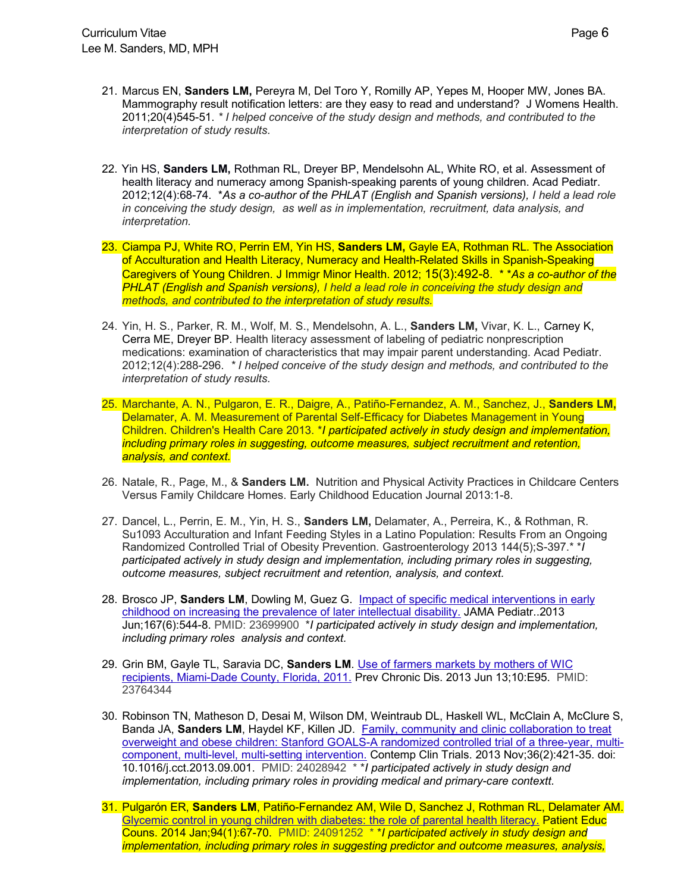21. Marcus EN, **Sanders LM,** Pereyra M, Del Toro Y, Romilly AP, Yepes M, Hooper MW, Jones BA. Mammography result notification letters: are they easy to read and understand? J Womens Health. 2011;20(4)545-51. *\* I helped conceive of the study design and methods, and contributed to the interpretation of study results.*

22. Yin HS, **Sanders LM,** Rothman RL, Dreyer BP, Mendelsohn AL, White RO, et al. Assessment of health literacy and numeracy among Spanish-speaking parents of young children. Acad Pediatr. 2012;12(4):68-74. *\*As a co-author of the PHLAT (English and Spanish versions), I held a lead role in conceiving the study design, as well as in implementation, recruitment, data analysis, and interpretation.*

23. Ciampa PJ, White RO, Perrin EM, Yin HS, **Sanders LM,** Gayle EA, Rothman RL. The Association of Acculturation and Health Literacy, Numeracy and Health-Related Skills in Spanish-Speaking Caregivers of Young Children. J Immigr Minor Health. 2012; 15(3):492-8. *\* \*As a co-author of the PHLAT (English and Spanish versions), I held a lead role in conceiving the study design and methods, and contributed to the interpretation of study results.*

24. Yin, H. S., Parker, R. M., Wolf, M. S., Mendelsohn, A. L., **Sanders LM,** Vivar, K. L., Carney K, Cerra ME, Dreyer BP. Health literacy assessment of labeling of pediatric nonprescription medications: examination of characteristics that may impair parent understanding. Acad Pediatr. 2012;12(4):288-296. *\* I helped conceive of the study design and methods, and contributed to the interpretation of study results.*

25. Marchante, A. N., Pulgaron, E. R., Daigre, A., Patiño-Fernandez, A. M., Sanchez, J., **Sanders LM,** Delamater, A. M. Measurement of Parental Self-Efficacy for Diabetes Management in Young Children. Children's Health Care 2013. *\*I participated actively in study design and implementation, including primary roles in suggesting, outcome measures, subject recruitment and retention, analysis, and context.*

26. Natale, R., Page, M., & **Sanders LM.** Nutrition and Physical Activity Practices in Childcare Centers Versus Family Childcare Homes. Early Childhood Education Journal 2013:1-8.

27. Dancel, L., Perrin, E. M., Yin, H. S., **Sanders LM,** Delamater, A., Perreira, K., & Rothman, R. Su1093 Acculturation and Infant Feeding Styles in a Latino Population: Results From an Ongoing Randomized Controlled Trial of Obesity Prevention. Gastroenterology 2013 144(5);S-397.\* *\*I participated actively in study design and implementation, including primary roles in suggesting, outcome measures, subject recruitment and retention, analysis, and context.*

28. Brosco JP, **Sanders LM**, Dowling M, Guez G. Impact of specific medical interventions in early childhood on increasing the prevalence of later intellectual disability. JAMA Pediatr..2013 Jun;167(6):544-8. PMID: 23699900 *\*I participated actively in study design and implementation, including primary roles analysis and context.*

29. Grin BM, Gayle TL, Saravia DC, **Sanders LM**. Use of farmers markets by mothers of WIC recipients, Miami-Dade County, Florida, 2011. Prev Chronic Dis. 2013 Jun 13;10:E95. PMID: 23764344

30. Robinson TN, Matheson D, Desai M, Wilson DM, Weintraub DL, Haskell WL, McClain A, McClure S, Banda JA, **Sanders LM**, Haydel KF, Killen JD. Family, community and clinic collaboration to treat overweight and obese children: Stanford GOALS-A randomized controlled trial of a three-year, multi-component, multi-level, multi-setting intervention. Contemp Clin Trials. 2013 Nov;36(2):421-35. doi: 10.1016/j.cct.2013.09.001. PMID: 24028942 *\* \*I participated actively in study design and implementation, including primary roles in providing medical and primary-care contextt.*

31. Pulgarón ER, **Sanders LM**, Patiño-Fernandez AM, Wile D, Sanchez J, Rothman RL, Delamater AM. Glycemic control in young children with diabetes: the role of parental health literacy. Patient Educ Couns. 2014 Jan;94(1):67-70. PMID: 24091252 *\* \*I participated actively in study design and implementation, including primary roles in suggesting predictor and outcome measures, analysis,*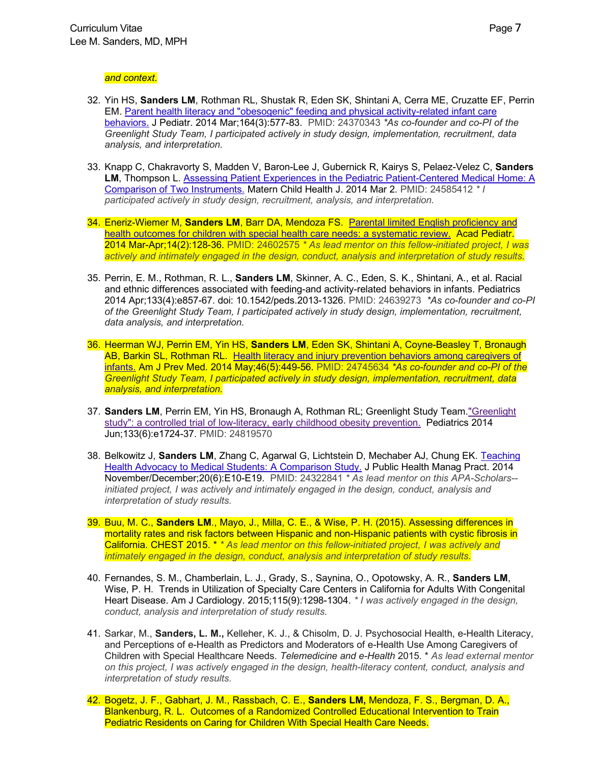*and context.*

32. Yin HS, **Sanders LM**, Rothman RL, Shustak R, Eden SK, Shintani A, Cerra ME, Cruzatte EF, Perrin EM. Parent health literacy and "obesogenic" feeding and physical activity-related infant care behaviors. J Pediatr. 2014 Mar;164(3):577-83. PMID: 24370343 *\*As co-founder and co-PI of the Greenlight Study Team, I participated actively in study design, implementation, recruitment, data analysis, and interpretation.*

33. Knapp C, Chakravorty S, Madden V, Baron-Lee J, Gubernick R, Kairys S, Pelaez-Velez C, **Sanders LM**, Thompson L. Assessing Patient Experiences in the Pediatric Patient-Centered Medical Home: A Comparison of Two Instruments. Matern Child Health J. 2014 Mar 2. PMID: 24585412 *\* I participated actively in study design, recruitment, analysis, and interpretation.*

34. Eneriz-Wiemer M, **Sanders LM**, Barr DA, Mendoza FS. Parental limited English proficiency and health outcomes for children with special health care needs: a systematic review. Acad Pediatr. 2014 Mar-Apr;14(2):128-36. PMID: 24602575 *\* As lead mentor on this fellow-initiated project, I was actively and intimately engaged in the design, conduct, analysis and interpretation of study results.*

35. Perrin, E. M., Rothman, R. L., **Sanders LM**, Skinner, A. C., Eden, S. K., Shintani, A., et al. Racial and ethnic differences associated with feeding-and activity-related behaviors in infants. Pediatrics 2014 Apr;133(4):e857-67. doi: 10.1542/peds.2013-1326. PMID: 24639273 *\*As co-founder and co-PI of the Greenlight Study Team, I participated actively in study design, implementation, recruitment, data analysis, and interpretation.*

36. Heerman WJ, Perrin EM, Yin HS, **Sanders LM**, Eden SK, Shintani A, Coyne-Beasley T, Bronaugh AB, Barkin SL, Rothman RL. Health literacy and injury prevention behaviors among caregivers of infants. Am J Prev Med. 2014 May;46(5):449-56. PMID: 24745634 *\*As co-founder and co-PI of the Greenlight Study Team, I participated actively in study design, implementation, recruitment, data analysis, and interpretation.*

37. **Sanders LM**, Perrin EM, Yin HS, Bronaugh A, Rothman RL; Greenlight Study Team."Greenlight study": a controlled trial of low-literacy, early childhood obesity prevention. Pediatrics 2014 Jun;133(6):e1724-37. PMID: 24819570

38. Belkowitz J, **Sanders LM**, Zhang C, Agarwal G, Lichtstein D, Mechaber AJ, Chung EK. Teaching Health Advocacy to Medical Students: A Comparison Study. J Public Health Manag Pract. 2014 November/December;20(6):E10-E19. PMID: 24322841 *\* As lead mentor on this APA-Scholars--initiated project, I was actively and intimately engaged in the design, conduct, analysis and interpretation of study results.*

39. Buu, M. C., **Sanders LM**., Mayo, J., Milla, C. E., & Wise, P. H. (2015). Assessing differences in mortality rates and risk factors between Hispanic and non-Hispanic patients with cystic fibrosis in California. CHEST 2015. \* *\* As lead mentor on this fellow-initiated project, I was actively and intimately engaged in the design, conduct, analysis and interpretation of study results.*

40. Fernandes, S. M., Chamberlain, L. J., Grady, S., Saynina, O., Opotowsky, A. R., **Sanders LM**, Wise, P. H. Trends in Utilization of Specialty Care Centers in California for Adults With Congenital Heart Disease. Am J Cardiology. 2015;115(9):1298-1304. *\* I was actively engaged in the design, conduct, analysis and interpretation of study results.*

41. Sarkar, M., **Sanders, L. M.,** Kelleher, K. J., & Chisolm, D. J. Psychosocial Health, e-Health Literacy, and Perceptions of e-Health as Predictors and Moderators of e-Health Use Among Caregivers of Children with Special Healthcare Needs. *Telemedicine and e-Health* 2015. \* *As lead external mentor on this project, I was actively engaged in the design, health-literacy content, conduct, analysis and interpretation of study results.*

42. Bogetz, J. F., Gabhart, J. M., Rassbach, C. E., **Sanders LM,** Mendoza, F. S., Bergman, D. A., Blankenburg, R. L. Outcomes of a Randomized Controlled Educational Intervention to Train Pediatric Residents on Caring for Children With Special Health Care Needs.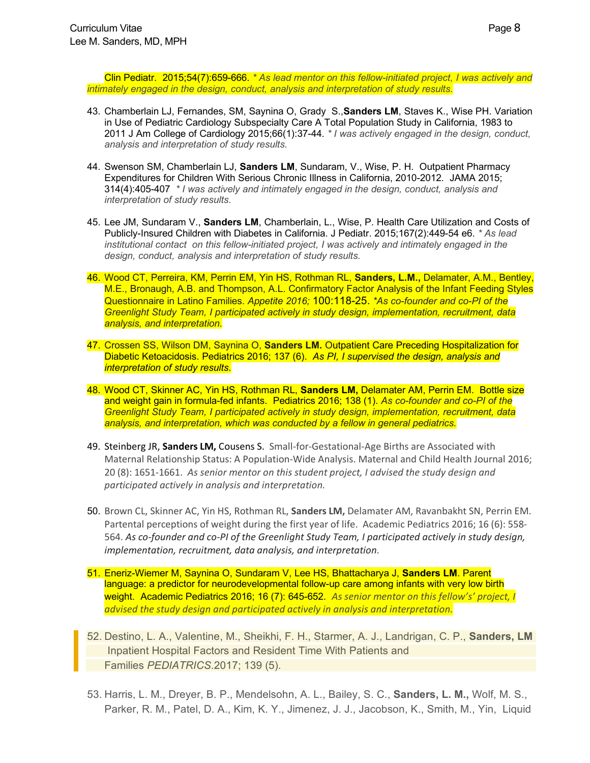Clin Pediatr. 2015;54(7):659-666. *\* As lead mentor on this fellow-initiated project, I was actively and intimately engaged in the design, conduct, analysis and interpretation of study results.*

43. Chamberlain LJ, Fernandes, SM, Saynina O, Grady S.,**Sanders LM**, Staves K., Wise PH. Variation in Use of Pediatric Cardiology Subspecialty Care A Total Population Study in California, 1983 to 2011 J Am College of Cardiology 2015;66(1):37-44. *\* I was actively engaged in the design, conduct, analysis and interpretation of study results.*

44. Swenson SM, Chamberlain LJ, **Sanders LM**, Sundaram, V., Wise, P. H. Outpatient Pharmacy Expenditures for Children With Serious Chronic Illness in California, 2010-2012. JAMA 2015; 314(4):405-407 *\* I was actively and intimately engaged in the design, conduct, analysis and interpretation of study results.*

45. Lee JM, Sundaram V., **Sanders LM**, Chamberlain, L., Wise, P. Health Care Utilization and Costs of Publicly-Insured Children with Diabetes in California. J Pediatr. 2015;167(2):449-54 e6. *\* As lead institutional contact on this fellow-initiated project, I was actively and intimately engaged in the design, conduct, analysis and interpretation of study results.*

46. Wood CT, Perreira, KM, Perrin EM, Yin HS, Rothman RL, **Sanders, L.M.,** Delamater, A.M., Bentley, M.E., Bronaugh, A.B. and Thompson, A.L. Confirmatory Factor Analysis of the Infant Feeding Styles Questionnaire in Latino Families. *Appetite 2016;* 100:118-25. *\*As co-founder and co-PI of the Greenlight Study Team, I participated actively in study design, implementation, recruitment, data analysis, and interpretation.*

47. Crossen SS, Wilson DM, Saynina O, **Sanders LM.** Outpatient Care Preceding Hospitalization for Diabetic Ketoacidosis. Pediatrics 2016; 137 (6). *As PI, I supervised the design, analysis and interpretation of study results.*

48. Wood CT, Skinner AC, Yin HS, Rothman RL, **Sanders LM,** Delamater AM, Perrin EM. Bottle size and weight gain in formula-fed infants. Pediatrics 2016; 138 (1). *As co-founder and co-PI of the Greenlight Study Team, I participated actively in study design, implementation, recruitment, data analysis, and interpretation, which was conducted by a fellow in general pediatrics.*

49. Steinberg JR, **Sanders LM,** Cousens S. Small-for-Gestational-Age Births are Associated with Maternal Relationship Status: A Population-Wide Analysis. Maternal and Child Health Journal 2016; 20 (8): 1651-1661. *As senior mentor on this student project, I advised the study design and participated actively in analysis and interpretation.*

50. Brown CL, Skinner AC, Yin HS, Rothman RL, **Sanders LM,** Delamater AM, Ravanbakht SN, Perrin EM. Partental perceptions of weight during the first year of life. Academic Pediatrics 2016; 16 (6): 558-564. *As co-founder and co-PI of the Greenlight Study Team, I participated actively in study design, implementation, recruitment, data analysis, and interpretation.*

51. Eneriz-Wiemer M, Saynina O, Sundaram V, Lee HS, Bhattacharya J, **Sanders LM**. Parent language: a predictor for neurodevelopmental follow-up care among infants with very low birth weight. Academic Pediatrics 2016; 16 (7): 645-652. *As senior mentor on this fellow's' project, I advised the study design and participated actively in analysis and interpretation.*

52. Destino, L. A., Valentine, M., Sheikhi, F. H., Starmer, A. J., Landrigan, C. P., **Sanders, LM** Inpatient Hospital Factors and Resident Time With Patients and Families *PEDIATRICS*.2017; 139 (5).

53. Harris, L. M., Dreyer, B. P., Mendelsohn, A. L., Bailey, S. C., **Sanders, L. M.,** Wolf, M. S., Parker, R. M., Patel, D. A., Kim, K. Y., Jimenez, J. J., Jacobson, K., Smith, M., Yin, Liquid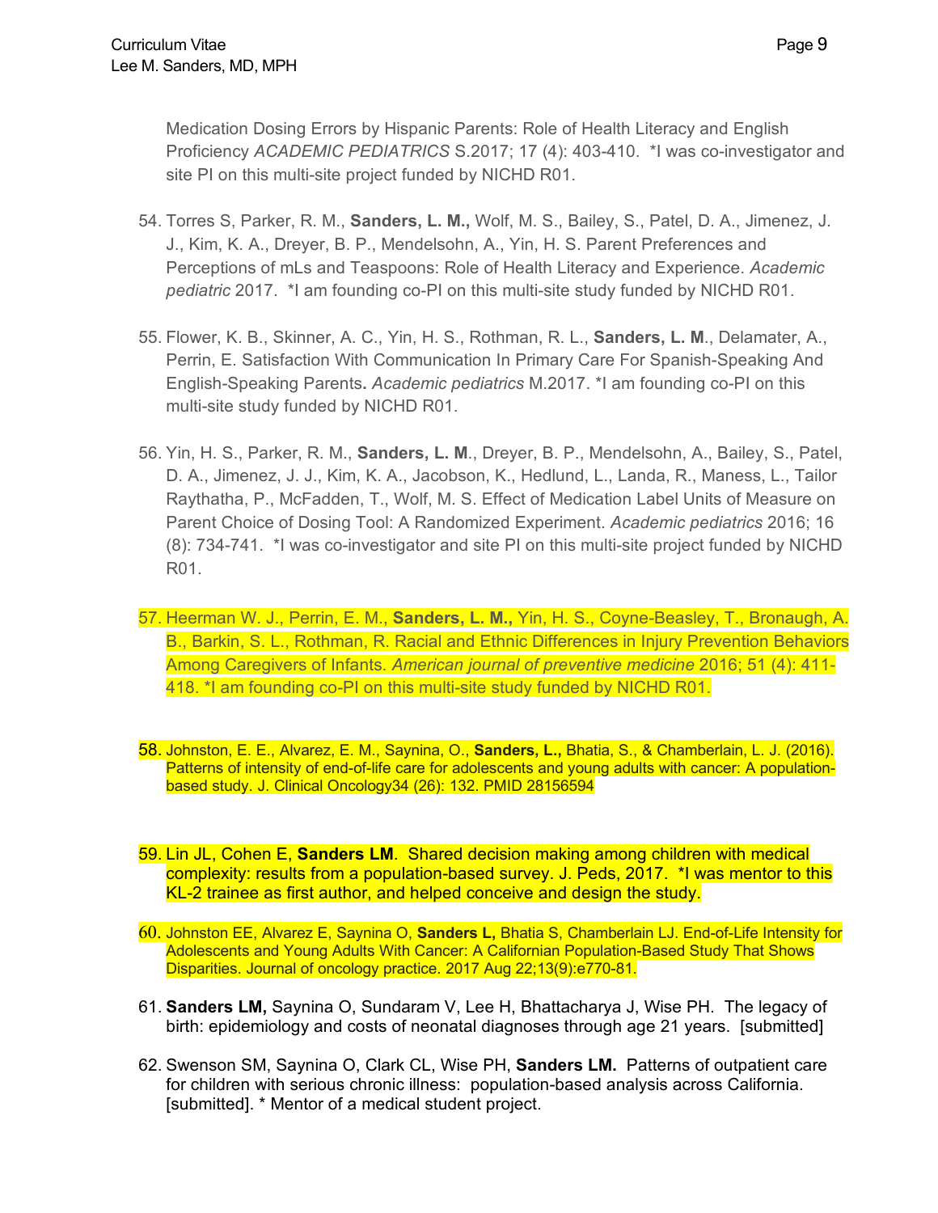Medication Dosing Errors by Hispanic Parents: Role of Health Literacy and English Proficiency *ACADEMIC PEDIATRICS* S.2017; 17 (4): 403-410. *I was co-investigator and site PI on this multi-site project funded by NICHD R01.

54. Torres S, Parker, R. M., **Sanders, L. M.,** Wolf, M. S., Bailey, S., Patel, D. A., Jimenez, J. J., Kim, K. A., Dreyer, B. P., Mendelsohn, A., Yin, H. S. Parent Preferences and Perceptions of mLs and Teaspoons: Role of Health Literacy and Experience. *Academic pediatric* 2017. *I am founding co-PI on this multi-site study funded by NICHD R01.

55. Flower, K. B., Skinner, A. C., Yin, H. S., Rothman, R. L., **Sanders, L. M**., Delamater, A., Perrin, E. Satisfaction With Communication In Primary Care For Spanish-Speaking And English-Speaking Parents**.** *Academic pediatrics* M.2017. *I am founding co-PI on this multi-site study funded by NICHD R01.

56. Yin, H. S., Parker, R. M., **Sanders, L. M**., Dreyer, B. P., Mendelsohn, A., Bailey, S., Patel, D. A., Jimenez, J. J., Kim, K. A., Jacobson, K., Hedlund, L., Landa, R., Maness, L., Tailor Raythatha, P., McFadden, T., Wolf, M. S. Effect of Medication Label Units of Measure on Parent Choice of Dosing Tool: A Randomized Experiment. *Academic pediatrics* 2016; 16 (8): 734-741. *I was co-investigator and site PI on this multi-site project funded by NICHD R01.

57. Heerman W. J., Perrin, E. M., **Sanders, L. M.,** Yin, H. S., Coyne-Beasley, T., Bronaugh, A. B., Barkin, S. L., Rothman, R. Racial and Ethnic Differences in Injury Prevention Behaviors Among Caregivers of Infants. *American journal of preventive medicine* 2016; 51 (4): 411-418. *I am founding co-PI on this multi-site study funded by NICHD R01.

58. Johnston, E. E., Alvarez, E. M., Saynina, O., **Sanders, L.,** Bhatia, S., & Chamberlain, L. J. (2016). Patterns of intensity of end-of-life care for adolescents and young adults with cancer: A population-based study. J. Clinical Oncology34 (26): 132. PMID 28156594

59. Lin JL, Cohen E, **Sanders LM**. Shared decision making among children with medical complexity: results from a population-based survey. J. Peds, 2017. *I was mentor to this KL-2 trainee as first author, and helped conceive and design the study.

60. Johnston EE, Alvarez E, Saynina O, **Sanders L,** Bhatia S, Chamberlain LJ. End-of-Life Intensity for Adolescents and Young Adults With Cancer: A Californian Population-Based Study That Shows Disparities. Journal of oncology practice. 2017 Aug 22;13(9):e770-81.

61. **Sanders LM,** Saynina O, Sundaram V, Lee H, Bhattacharya J, Wise PH. The legacy of birth: epidemiology and costs of neonatal diagnoses through age 21 years. [submitted]

62. Swenson SM, Saynina O, Clark CL, Wise PH, **Sanders LM.** Patterns of outpatient care for children with serious chronic illness: population-based analysis across California. [submitted]. * Mentor of a medical student project.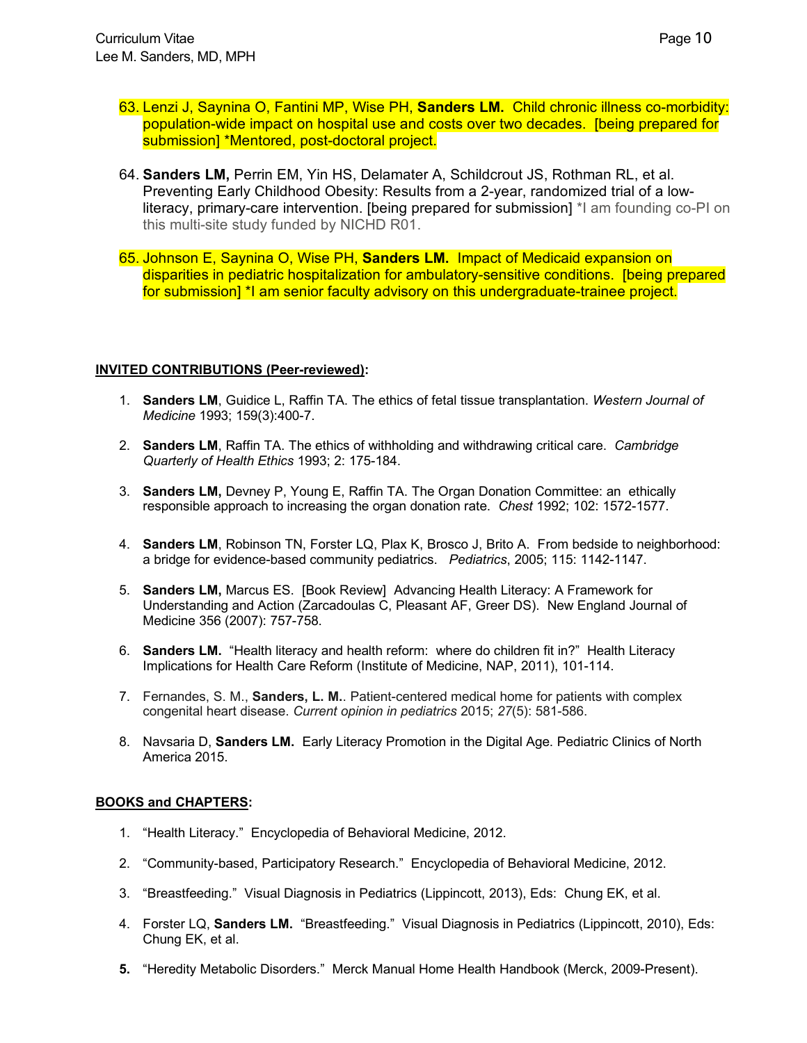63. Lenzi J, Saynina O, Fantini MP, Wise PH, **Sanders LM.** Child chronic illness co-morbidity: population-wide impact on hospital use and costs over two decades. [being prepared for submission] *Mentored, post-doctoral project.

64. **Sanders LM,** Perrin EM, Yin HS, Delamater A, Schildcrout JS, Rothman RL, et al. Preventing Early Childhood Obesity: Results from a 2-year, randomized trial of a low-literacy, primary-care intervention. [being prepared for submission] *I am founding co-PI on this multi-site study funded by NICHD R01.

65. Johnson E, Saynina O, Wise PH, **Sanders LM.** Impact of Medicaid expansion on disparities in pediatric hospitalization for ambulatory-sensitive conditions. [being prepared for submission] *I am senior faculty advisory on this undergraduate-trainee project.

**INVITED CONTRIBUTIONS (Peer-reviewed):**

1. **Sanders LM**, Guidice L, Raffin TA. The ethics of fetal tissue transplantation. *Western Journal of Medicine* 1993; 159(3):400-7.

2. **Sanders LM**, Raffin TA. The ethics of withholding and withdrawing critical care. *Cambridge Quarterly of Health Ethics* 1993; 2: 175-184.

3. **Sanders LM,** Devney P, Young E, Raffin TA. The Organ Donation Committee: an ethically responsible approach to increasing the organ donation rate. *Chest* 1992; 102: 1572-1577.

4. **Sanders LM**, Robinson TN, Forster LQ, Plax K, Brosco J, Brito A. From bedside to neighborhood: a bridge for evidence-based community pediatrics. *Pediatrics*, 2005; 115: 1142-1147.

5. **Sanders LM,** Marcus ES. [Book Review] Advancing Health Literacy: A Framework for Understanding and Action (Zarcadoulas C, Pleasant AF, Greer DS). New England Journal of Medicine 356 (2007): 757-758.

6. **Sanders LM.** "Health literacy and health reform: where do children fit in?" Health Literacy Implications for Health Care Reform (Institute of Medicine, NAP, 2011), 101-114.

7. Fernandes, S. M., **Sanders, L. M.**. Patient-centered medical home for patients with complex congenital heart disease. *Current opinion in pediatrics* 2015; *27*(5): 581-586.

8. Navsaria D, **Sanders LM.** Early Literacy Promotion in the Digital Age. Pediatric Clinics of North America 2015.

**BOOKS and CHAPTERS:**

1. "Health Literacy." Encyclopedia of Behavioral Medicine, 2012.

2. "Community-based, Participatory Research." Encyclopedia of Behavioral Medicine, 2012.

3. "Breastfeeding." Visual Diagnosis in Pediatrics (Lippincott, 2013), Eds: Chung EK, et al.

4. Forster LQ, **Sanders LM.** "Breastfeeding." Visual Diagnosis in Pediatrics (Lippincott, 2010), Eds: Chung EK, et al.

5. "Heredity Metabolic Disorders." Merck Manual Home Health Handbook (Merck, 2009-Present).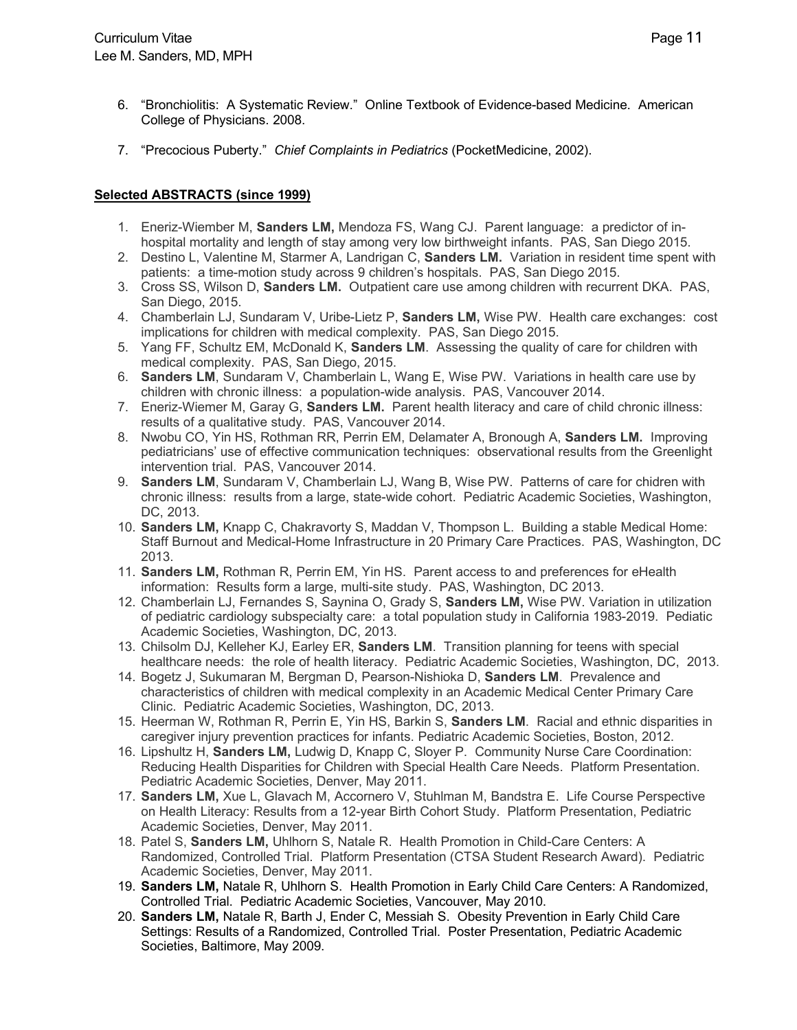6. "Bronchiolitis: A Systematic Review." Online Textbook of Evidence-based Medicine. American College of Physicians. 2008.

7. "Precocious Puberty." *Chief Complaints in Pediatrics* (PocketMedicine, 2002).

**Selected ABSTRACTS (since 1999)**

1. Eneriz-Wiember M, **Sanders LM,** Mendoza FS, Wang CJ. Parent language: a predictor of in-hospital mortality and length of stay among very low birthweight infants. PAS, San Diego 2015.
2. Destino L, Valentine M, Starmer A, Landrigan C, **Sanders LM.** Variation in resident time spent with patients: a time-motion study across 9 children's hospitals. PAS, San Diego 2015.
3. Cross SS, Wilson D, **Sanders LM.** Outpatient care use among children with recurrent DKA. PAS, San Diego, 2015.
4. Chamberlain LJ, Sundaram V, Uribe-Lietz P, **Sanders LM,** Wise PW. Health care exchanges: cost implications for children with medical complexity. PAS, San Diego 2015.
5. Yang FF, Schultz EM, McDonald K, **Sanders LM**. Assessing the quality of care for children with medical complexity. PAS, San Diego, 2015.
6. **Sanders LM**, Sundaram V, Chamberlain L, Wang E, Wise PW. Variations in health care use by children with chronic illness: a population-wide analysis. PAS, Vancouver 2014.
7. Eneriz-Wiemer M, Garay G, **Sanders LM.** Parent health literacy and care of child chronic illness: results of a qualitative study. PAS, Vancouver 2014.
8. Nwobu CO, Yin HS, Rothman RR, Perrin EM, Delamater A, Bronough A, **Sanders LM.** Improving pediatricians' use of effective communication techniques: observational results from the Greenlight intervention trial. PAS, Vancouver 2014.
9. **Sanders LM**, Sundaram V, Chamberlain LJ, Wang B, Wise PW. Patterns of care for chidren with chronic illness: results from a large, state-wide cohort. Pediatric Academic Societies, Washington, DC, 2013.
10. **Sanders LM,** Knapp C, Chakravorty S, Maddan V, Thompson L. Building a stable Medical Home: Staff Burnout and Medical-Home Infrastructure in 20 Primary Care Practices. PAS, Washington, DC 2013.
11. **Sanders LM,** Rothman R, Perrin EM, Yin HS. Parent access to and preferences for eHealth information: Results form a large, multi-site study. PAS, Washington, DC 2013.
12. Chamberlain LJ, Fernandes S, Saynina O, Grady S, **Sanders LM,** Wise PW. Variation in utilization of pediatric cardiology subspecialty care: a total population study in California 1983-2019. Pediatric Academic Societies, Washington, DC, 2013.
13. Chilsolm DJ, Kelleher KJ, Earley ER, **Sanders LM**. Transition planning for teens with special healthcare needs: the role of health literacy. Pediatric Academic Societies, Washington, DC, 2013.
14. Bogetz J, Sukumaran M, Bergman D, Pearson-Nishioka D, **Sanders LM**. Prevalence and characteristics of children with medical complexity in an Academic Medical Center Primary Care Clinic. Pediatric Academic Societies, Washington, DC, 2013.
15. Heerman W, Rothman R, Perrin E, Yin HS, Barkin S, **Sanders LM**. Racial and ethnic disparities in caregiver injury prevention practices for infants. Pediatric Academic Societies, Boston, 2012.
16. Lipshultz H, **Sanders LM,** Ludwig D, Knapp C, Sloyer P. Community Nurse Care Coordination: Reducing Health Disparities for Children with Special Health Care Needs. Platform Presentation. Pediatric Academic Societies, Denver, May 2011.
17. **Sanders LM,** Xue L, Glavach M, Accornero V, Stuhlman M, Bandstra E. Life Course Perspective on Health Literacy: Results from a 12-year Birth Cohort Study. Platform Presentation, Pediatric Academic Societies, Denver, May 2011.
18. Patel S, **Sanders LM,** Uhlhorn S, Natale R. Health Promotion in Child-Care Centers: A Randomized, Controlled Trial. Platform Presentation (CTSA Student Research Award). Pediatric Academic Societies, Denver, May 2011.
19. **Sanders LM,** Natale R, Uhlhorn S. Health Promotion in Early Child Care Centers: A Randomized, Controlled Trial. Pediatric Academic Societies, Vancouver, May 2010.
20. **Sanders LM,** Natale R, Barth J, Ender C, Messiah S. Obesity Prevention in Early Child Care Settings: Results of a Randomized, Controlled Trial. Poster Presentation, Pediatric Academic Societies, Baltimore, May 2009.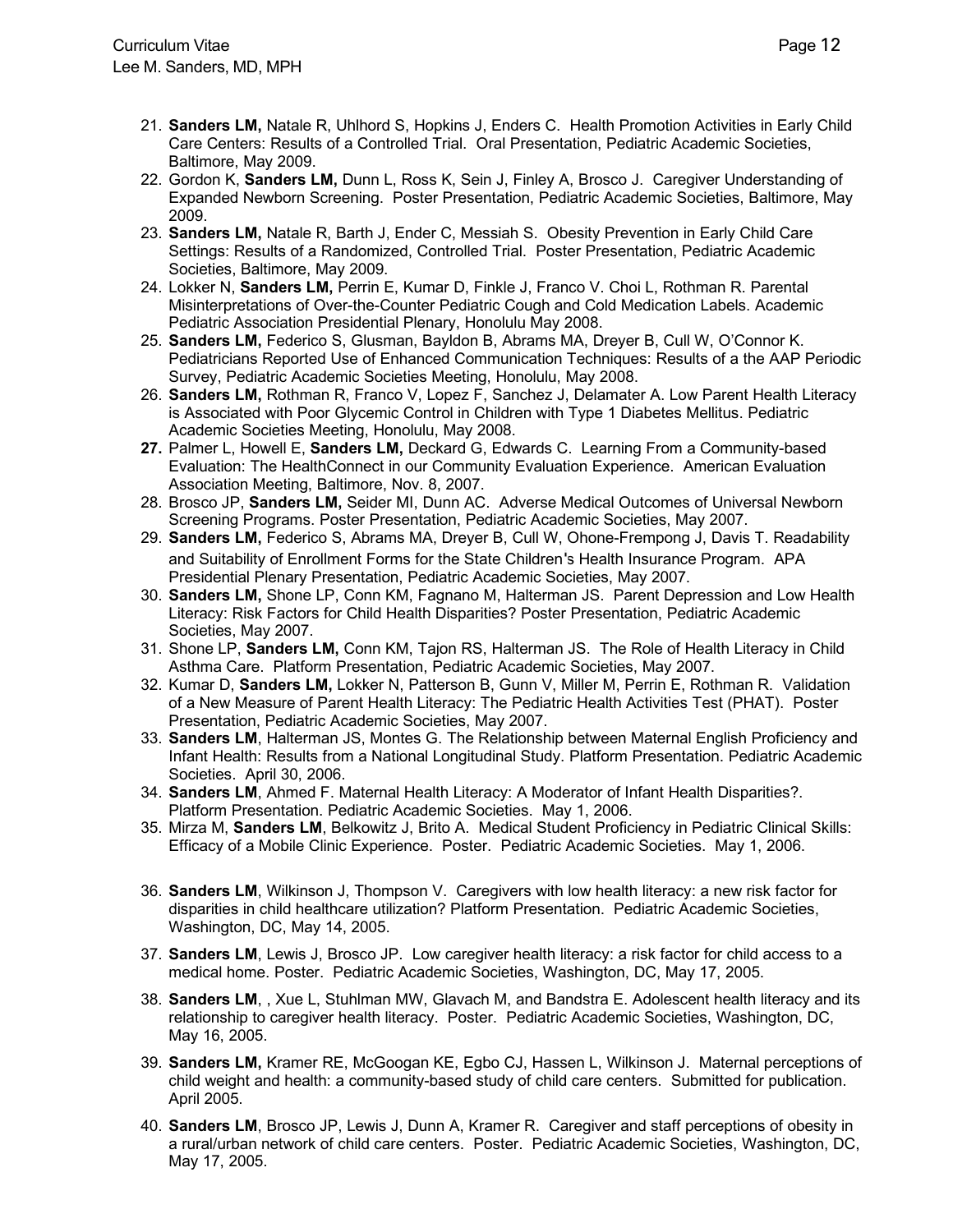21. **Sanders LM,** Natale R, Uhlhord S, Hopkins J, Enders C. Health Promotion Activities in Early Child Care Centers: Results of a Controlled Trial. Oral Presentation, Pediatric Academic Societies, Baltimore, May 2009.
22. Gordon K, **Sanders LM,** Dunn L, Ross K, Sein J, Finley A, Brosco J. Caregiver Understanding of Expanded Newborn Screening. Poster Presentation, Pediatric Academic Societies, Baltimore, May 2009.
23. **Sanders LM,** Natale R, Barth J, Ender C, Messiah S. Obesity Prevention in Early Child Care Settings: Results of a Randomized, Controlled Trial. Poster Presentation, Pediatric Academic Societies, Baltimore, May 2009.
24. Lokker N, **Sanders LM,** Perrin E, Kumar D, Finkle J, Franco V. Choi L, Rothman R. Parental Misinterpretations of Over-the-Counter Pediatric Cough and Cold Medication Labels. Academic Pediatric Association Presidential Plenary, Honolulu May 2008.
25. **Sanders LM,** Federico S, Glusman, Bayldon B, Abrams MA, Dreyer B, Cull W, O'Connor K. Pediatricians Reported Use of Enhanced Communication Techniques: Results of a the AAP Periodic Survey, Pediatric Academic Societies Meeting, Honolulu, May 2008.
26. **Sanders LM,** Rothman R, Franco V, Lopez F, Sanchez J, Delamater A. Low Parent Health Literacy is Associated with Poor Glycemic Control in Children with Type 1 Diabetes Mellitus. Pediatric Academic Societies Meeting, Honolulu, May 2008.
27. Palmer L, Howell E, **Sanders LM,** Deckard G, Edwards C. Learning From a Community-based Evaluation: The HealthConnect in our Community Evaluation Experience. American Evaluation Association Meeting, Baltimore, Nov. 8, 2007.
28. Brosco JP, **Sanders LM,** Seider MI, Dunn AC. Adverse Medical Outcomes of Universal Newborn Screening Programs. Poster Presentation, Pediatric Academic Societies, May 2007.
29. **Sanders LM,** Federico S, Abrams MA, Dreyer B, Cull W, Ohone-Frempong J, Davis T. Readability and Suitability of Enrollment Forms for the State Children's Health Insurance Program. APA Presidential Plenary Presentation, Pediatric Academic Societies, May 2007.
30. **Sanders LM,** Shone LP, Conn KM, Fagnano M, Halterman JS. Parent Depression and Low Health Literacy: Risk Factors for Child Health Disparities? Poster Presentation, Pediatric Academic Societies, May 2007.
31. Shone LP, **Sanders LM,** Conn KM, Tajon RS, Halterman JS. The Role of Health Literacy in Child Asthma Care. Platform Presentation, Pediatric Academic Societies, May 2007.
32. Kumar D, **Sanders LM,** Lokker N, Patterson B, Gunn V, Miller M, Perrin E, Rothman R. Validation of a New Measure of Parent Health Literacy: The Pediatric Health Activities Test (PHAT). Poster Presentation, Pediatric Academic Societies, May 2007.
33. **Sanders LM**, Halterman JS, Montes G. The Relationship between Maternal English Proficiency and Infant Health: Results from a National Longitudinal Study. Platform Presentation. Pediatric Academic Societies. April 30, 2006.
34. **Sanders LM**, Ahmed F. Maternal Health Literacy: A Moderator of Infant Health Disparities?. Platform Presentation. Pediatric Academic Societies. May 1, 2006.
35. Mirza M, **Sanders LM**, Belkowitz J, Brito A. Medical Student Proficiency in Pediatric Clinical Skills: Efficacy of a Mobile Clinic Experience. Poster. Pediatric Academic Societies. May 1, 2006.
36. **Sanders LM**, Wilkinson J, Thompson V. Caregivers with low health literacy: a new risk factor for disparities in child healthcare utilization? Platform Presentation. Pediatric Academic Societies, Washington, DC, May 14, 2005.
37. **Sanders LM**, Lewis J, Brosco JP. Low caregiver health literacy: a risk factor for child access to a medical home. Poster. Pediatric Academic Societies, Washington, DC, May 17, 2005.
38. **Sanders LM**, , Xue L, Stuhlman MW, Glavach M, and Bandstra E. Adolescent health literacy and its relationship to caregiver health literacy. Poster. Pediatric Academic Societies, Washington, DC, May 16, 2005.
39. **Sanders LM,** Kramer RE, McGoogan KE, Egbo CJ, Hassen L, Wilkinson J. Maternal perceptions of child weight and health: a community-based study of child care centers. Submitted for publication. April 2005.
40. **Sanders LM**, Brosco JP, Lewis J, Dunn A, Kramer R. Caregiver and staff perceptions of obesity in a rural/urban network of child care centers. Poster. Pediatric Academic Societies, Washington, DC, May 17, 2005.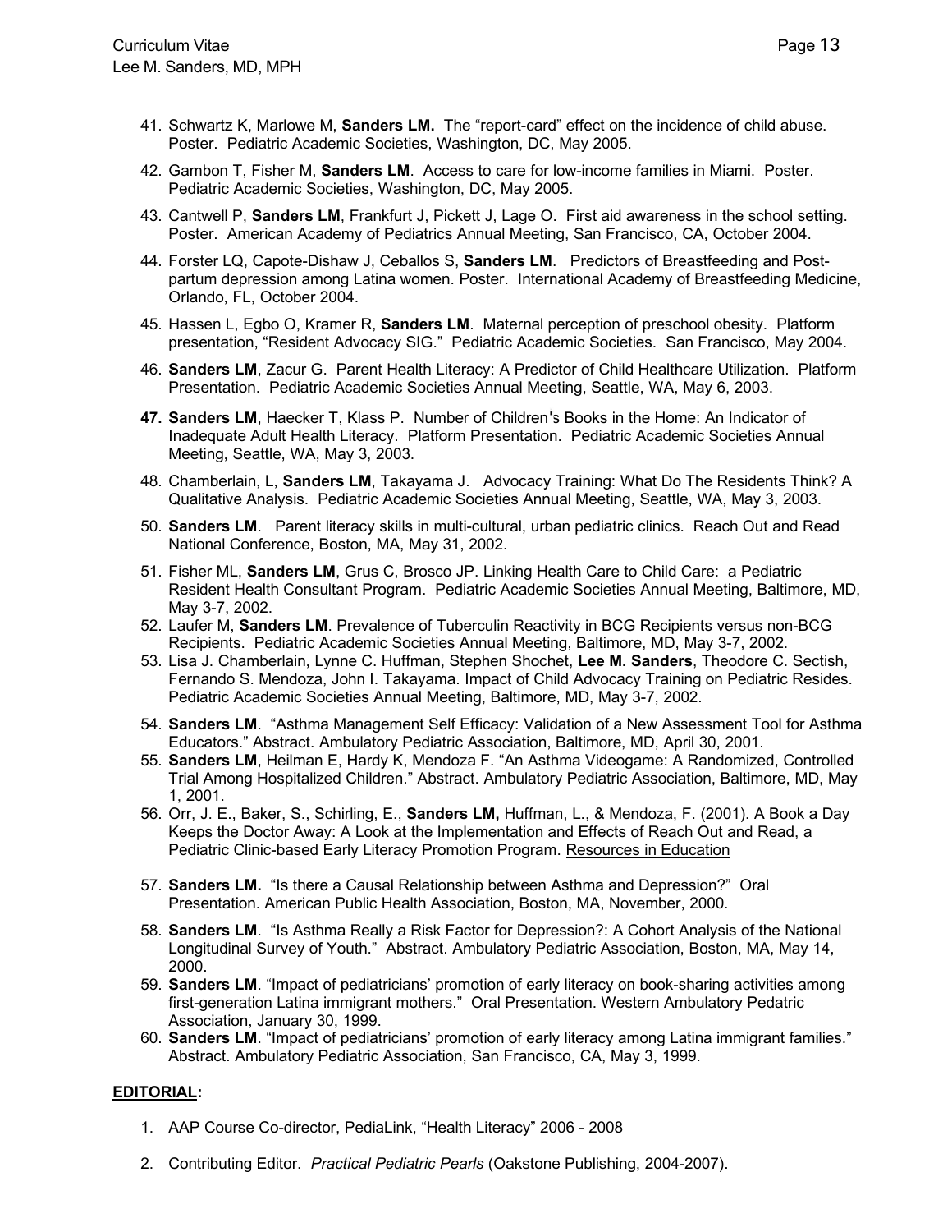41. Schwartz K, Marlowe M, **Sanders LM.** The "report-card" effect on the incidence of child abuse. Poster. Pediatric Academic Societies, Washington, DC, May 2005.
42. Gambon T, Fisher M, **Sanders LM**. Access to care for low-income families in Miami. Poster. Pediatric Academic Societies, Washington, DC, May 2005.
43. Cantwell P, **Sanders LM**, Frankfurt J, Pickett J, Lage O. First aid awareness in the school setting. Poster. American Academy of Pediatrics Annual Meeting, San Francisco, CA, October 2004.
44. Forster LQ, Capote-Dishaw J, Ceballos S, **Sanders LM**. Predictors of Breastfeeding and Post-partum depression among Latina women. Poster. International Academy of Breastfeeding Medicine, Orlando, FL, October 2004.
45. Hassen L, Egbo O, Kramer R, **Sanders LM**. Maternal perception of preschool obesity. Platform presentation, "Resident Advocacy SIG." Pediatric Academic Societies. San Francisco, May 2004.
46. **Sanders LM**, Zacur G. Parent Health Literacy: A Predictor of Child Healthcare Utilization. Platform Presentation. Pediatric Academic Societies Annual Meeting, Seattle, WA, May 6, 2003.
47. **Sanders LM**, Haecker T, Klass P. Number of Children's Books in the Home: An Indicator of Inadequate Adult Health Literacy. Platform Presentation. Pediatric Academic Societies Annual Meeting, Seattle, WA, May 3, 2003.
48. Chamberlain, L, **Sanders LM**, Takayama J. Advocacy Training: What Do The Residents Think? A Qualitative Analysis. Pediatric Academic Societies Annual Meeting, Seattle, WA, May 3, 2003.
50. **Sanders LM**. Parent literacy skills in multi-cultural, urban pediatric clinics. Reach Out and Read National Conference, Boston, MA, May 31, 2002.
51. Fisher ML, **Sanders LM**, Grus C, Brosco JP. Linking Health Care to Child Care: a Pediatric Resident Health Consultant Program. Pediatric Academic Societies Annual Meeting, Baltimore, MD, May 3-7, 2002.
52. Laufer M, **Sanders LM**. Prevalence of Tuberculin Reactivity in BCG Recipients versus non-BCG Recipients. Pediatric Academic Societies Annual Meeting, Baltimore, MD, May 3-7, 2002.
53. Lisa J. Chamberlain, Lynne C. Huffman, Stephen Shochet, **Lee M. Sanders**, Theodore C. Sectish, Fernando S. Mendoza, John I. Takayama. Impact of Child Advocacy Training on Pediatric Resides. Pediatric Academic Societies Annual Meeting, Baltimore, MD, May 3-7, 2002.
54. **Sanders LM**. "Asthma Management Self Efficacy: Validation of a New Assessment Tool for Asthma Educators." Abstract. Ambulatory Pediatric Association, Baltimore, MD, April 30, 2001.
55. **Sanders LM**, Heilman E, Hardy K, Mendoza F. "An Asthma Videogame: A Randomized, Controlled Trial Among Hospitalized Children." Abstract. Ambulatory Pediatric Association, Baltimore, MD, May 1, 2001.
56. Orr, J. E., Baker, S., Schirling, E., **Sanders LM,** Huffman, L., & Mendoza, F. (2001). A Book a Day Keeps the Doctor Away: A Look at the Implementation and Effects of Reach Out and Read, a Pediatric Clinic-based Early Literacy Promotion Program. Resources in Education
57. **Sanders LM.** "Is there a Causal Relationship between Asthma and Depression?" Oral Presentation. American Public Health Association, Boston, MA, November, 2000.
58. **Sanders LM**. "Is Asthma Really a Risk Factor for Depression?: A Cohort Analysis of the National Longitudinal Survey of Youth." Abstract. Ambulatory Pediatric Association, Boston, MA, May 14, 2000.
59. **Sanders LM**. "Impact of pediatricians' promotion of early literacy on book-sharing activities among first-generation Latina immigrant mothers." Oral Presentation. Western Ambulatory Pedatric Association, January 30, 1999.
60. **Sanders LM**. "Impact of pediatricians' promotion of early literacy among Latina immigrant families." Abstract. Ambulatory Pediatric Association, San Francisco, CA, May 3, 1999.

## EDITORIAL:

1. AAP Course Co-director, PediaLink, "Health Literacy" 2006 - 2008
2. Contributing Editor. *Practical Pediatric Pearls* (Oakstone Publishing, 2004-2007).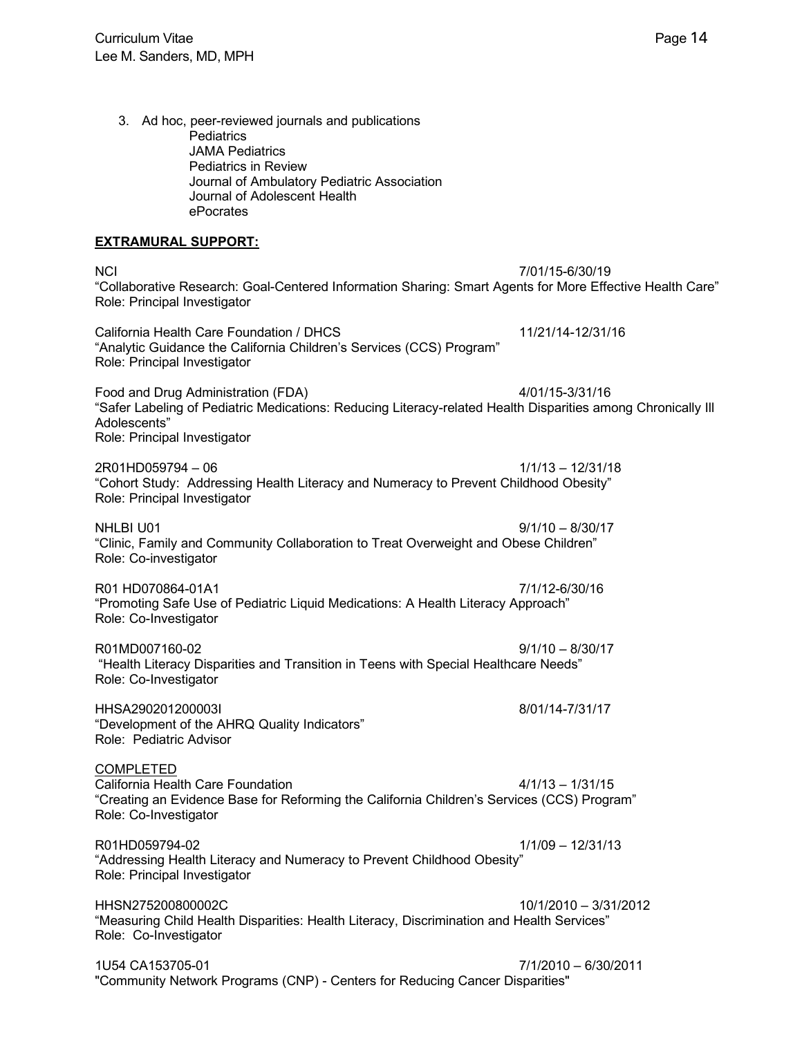3. Ad hoc, peer-reviewed journals and publications
   - Pediatrics
   - JAMA Pediatrics
   - Pediatrics in Review
   - Journal of Ambulatory Pediatric Association
   - Journal of Adolescent Health
   - ePocrates

## EXTRAMURAL SUPPORT:

NCI 7/01/15-6/30/19
"Collaborative Research: Goal-Centered Information Sharing: Smart Agents for More Effective Health Care"
Role: Principal Investigator

California Health Care Foundation / DHCS 11/21/14-12/31/16
"Analytic Guidance the California Children's Services (CCS) Program"
Role: Principal Investigator

Food and Drug Administration (FDA) 4/01/15-3/31/16
"Safer Labeling of Pediatric Medications: Reducing Literacy-related Health Disparities among Chronically Ill Adolescents"
Role: Principal Investigator

2R01HD059794 – 06 1/1/13 – 12/31/18
"Cohort Study: Addressing Health Literacy and Numeracy to Prevent Childhood Obesity"
Role: Principal Investigator

NHLBI U01 9/1/10 – 8/30/17
"Clinic, Family and Community Collaboration to Treat Overweight and Obese Children"
Role: Co-investigator

R01 HD070864-01A1 7/1/12-6/30/16
"Promoting Safe Use of Pediatric Liquid Medications: A Health Literacy Approach"
Role: Co-Investigator

R01MD007160-02 9/1/10 – 8/30/17
"Health Literacy Disparities and Transition in Teens with Special Healthcare Needs"
Role: Co-Investigator

HHSA290201200003I 8/01/14-7/31/17
"Development of the AHRQ Quality Indicators"
Role: Pediatric Advisor

COMPLETED

California Health Care Foundation 4/1/13 – 1/31/15
"Creating an Evidence Base for Reforming the California Children's Services (CCS) Program"
Role: Co-Investigator

R01HD059794-02 1/1/09 – 12/31/13
"Addressing Health Literacy and Numeracy to Prevent Childhood Obesity"
Role: Principal Investigator

HHSN275200800002C 10/1/2010 – 3/31/2012
"Measuring Child Health Disparities: Health Literacy, Discrimination and Health Services"
Role: Co-Investigator

1U54 CA153705-01 7/1/2010 – 6/30/2011
"Community Network Programs (CNP) - Centers for Reducing Cancer Disparities"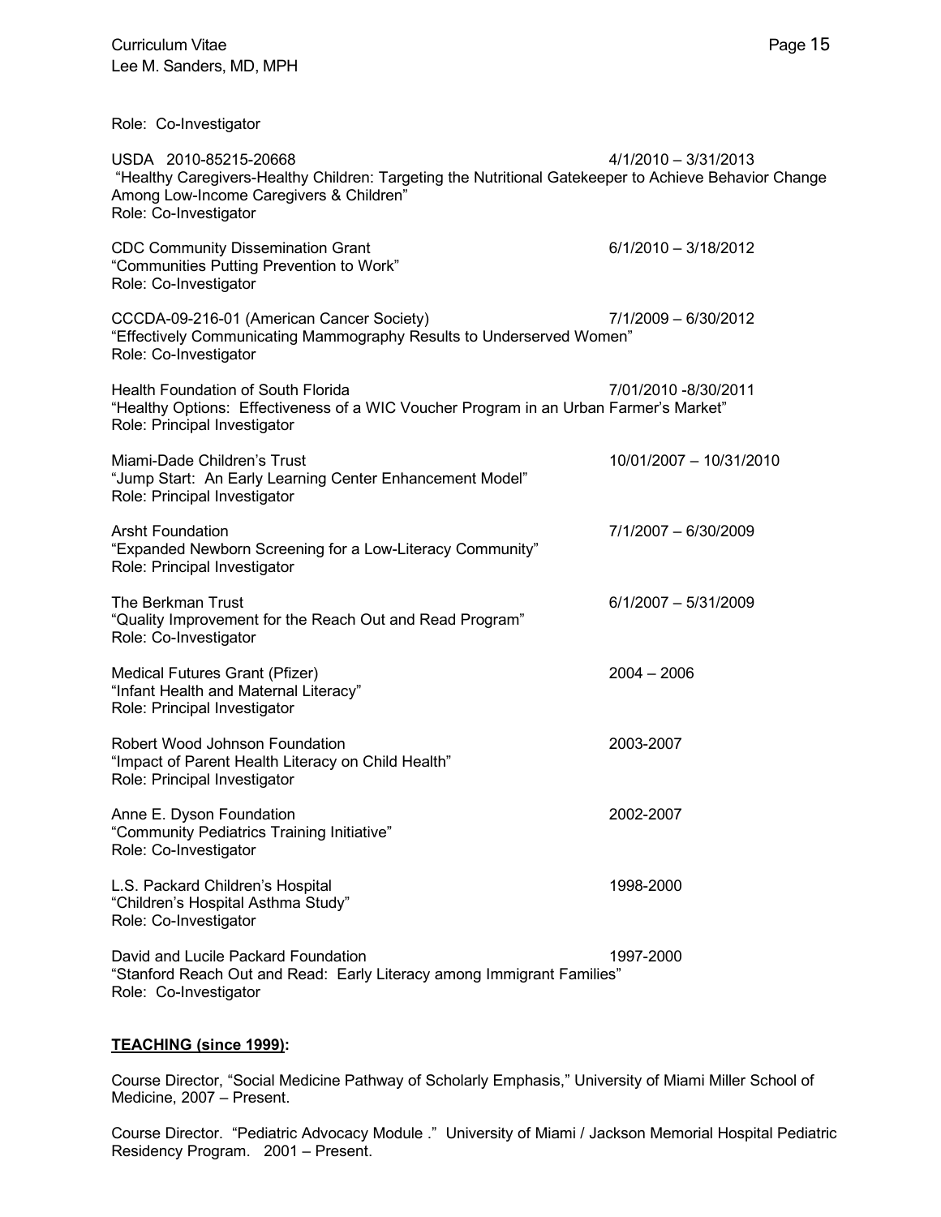Role: Co-Investigator

USDA 2010-85215-20668 4/1/2010 – 3/31/2013
"Healthy Caregivers-Healthy Children: Targeting the Nutritional Gatekeeper to Achieve Behavior Change Among Low-Income Caregivers & Children"
Role: Co-Investigator

CDC Community Dissemination Grant 6/1/2010 – 3/18/2012
"Communities Putting Prevention to Work"
Role: Co-Investigator

CCCDA-09-216-01 (American Cancer Society) 7/1/2009 – 6/30/2012
"Effectively Communicating Mammography Results to Underserved Women"
Role: Co-Investigator

Health Foundation of South Florida 7/01/2010 -8/30/2011
"Healthy Options: Effectiveness of a WIC Voucher Program in an Urban Farmer's Market"
Role: Principal Investigator

Miami-Dade Children's Trust 10/01/2007 – 10/31/2010
"Jump Start: An Early Learning Center Enhancement Model"
Role: Principal Investigator

Arsht Foundation 7/1/2007 – 6/30/2009
"Expanded Newborn Screening for a Low-Literacy Community"
Role: Principal Investigator

The Berkman Trust 6/1/2007 – 5/31/2009
"Quality Improvement for the Reach Out and Read Program"
Role: Co-Investigator

Medical Futures Grant (Pfizer) 2004 – 2006
"Infant Health and Maternal Literacy"
Role: Principal Investigator

Robert Wood Johnson Foundation 2003-2007
"Impact of Parent Health Literacy on Child Health"
Role: Principal Investigator

Anne E. Dyson Foundation 2002-2007
"Community Pediatrics Training Initiative"
Role: Co-Investigator

L.S. Packard Children's Hospital 1998-2000
"Children's Hospital Asthma Study"
Role: Co-Investigator

David and Lucile Packard Foundation 1997-2000
"Stanford Reach Out and Read: Early Literacy among Immigrant Families"
Role: Co-Investigator

**TEACHING (since 1999):**

Course Director, "Social Medicine Pathway of Scholarly Emphasis," University of Miami Miller School of Medicine, 2007 – Present.

Course Director. "Pediatric Advocacy Module ." University of Miami / Jackson Memorial Hospital Pediatric Residency Program. 2001 – Present.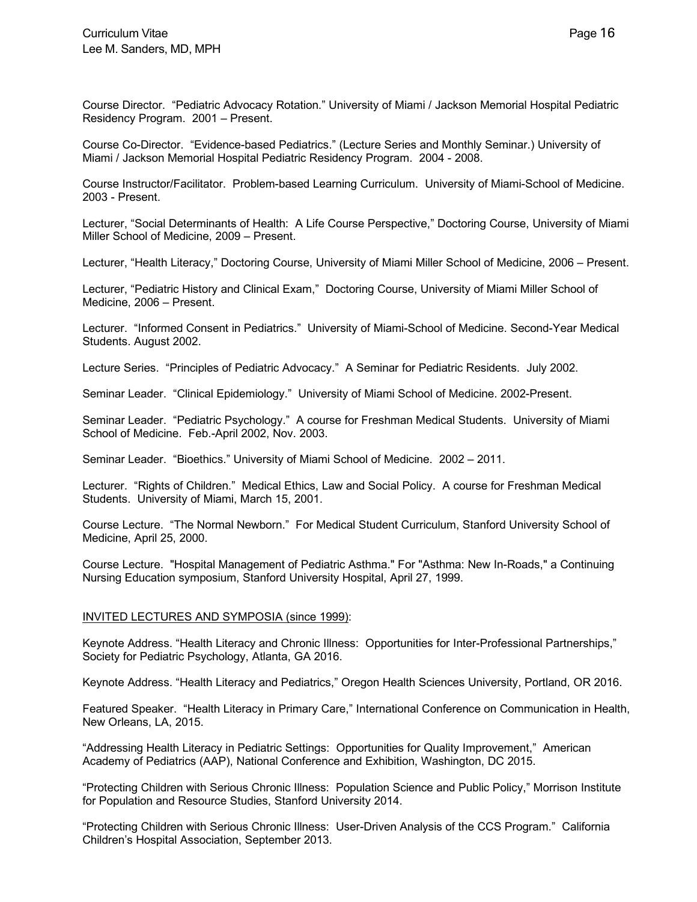Course Director. “Pediatric Advocacy Rotation.” University of Miami / Jackson Memorial Hospital Pediatric Residency Program. 2001 – Present.

Course Co-Director. “Evidence-based Pediatrics.” (Lecture Series and Monthly Seminar.) University of Miami / Jackson Memorial Hospital Pediatric Residency Program. 2004 - 2008.

Course Instructor/Facilitator. Problem-based Learning Curriculum. University of Miami-School of Medicine. 2003 - Present.

Lecturer, “Social Determinants of Health: A Life Course Perspective,” Doctoring Course, University of Miami Miller School of Medicine, 2009 – Present.

Lecturer, “Health Literacy,” Doctoring Course, University of Miami Miller School of Medicine, 2006 – Present.

Lecturer, “Pediatric History and Clinical Exam,” Doctoring Course, University of Miami Miller School of Medicine, 2006 – Present.

Lecturer. “Informed Consent in Pediatrics.” University of Miami-School of Medicine. Second-Year Medical Students. August 2002.

Lecture Series. “Principles of Pediatric Advocacy.” A Seminar for Pediatric Residents. July 2002.

Seminar Leader. “Clinical Epidemiology.” University of Miami School of Medicine. 2002-Present.

Seminar Leader. “Pediatric Psychology.” A course for Freshman Medical Students. University of Miami School of Medicine. Feb.-April 2002, Nov. 2003.

Seminar Leader. “Bioethics.” University of Miami School of Medicine. 2002 – 2011.

Lecturer. “Rights of Children.” Medical Ethics, Law and Social Policy. A course for Freshman Medical Students. University of Miami, March 15, 2001.

Course Lecture. “The Normal Newborn.” For Medical Student Curriculum, Stanford University School of Medicine, April 25, 2000.

Course Lecture. "Hospital Management of Pediatric Asthma." For "Asthma: New In-Roads," a Continuing Nursing Education symposium, Stanford University Hospital, April 27, 1999.

## INVITED LECTURES AND SYMPOSIA (since 1999):

Keynote Address. “Health Literacy and Chronic Illness: Opportunities for Inter-Professional Partnerships,” Society for Pediatric Psychology, Atlanta, GA 2016.

Keynote Address. “Health Literacy and Pediatrics,” Oregon Health Sciences University, Portland, OR 2016.

Featured Speaker. “Health Literacy in Primary Care,” International Conference on Communication in Health, New Orleans, LA, 2015.

“Addressing Health Literacy in Pediatric Settings: Opportunities for Quality Improvement,” American Academy of Pediatrics (AAP), National Conference and Exhibition, Washington, DC 2015.

“Protecting Children with Serious Chronic Illness: Population Science and Public Policy,” Morrison Institute for Population and Resource Studies, Stanford University 2014.

“Protecting Children with Serious Chronic Illness: User-Driven Analysis of the CCS Program.” California Children’s Hospital Association, September 2013.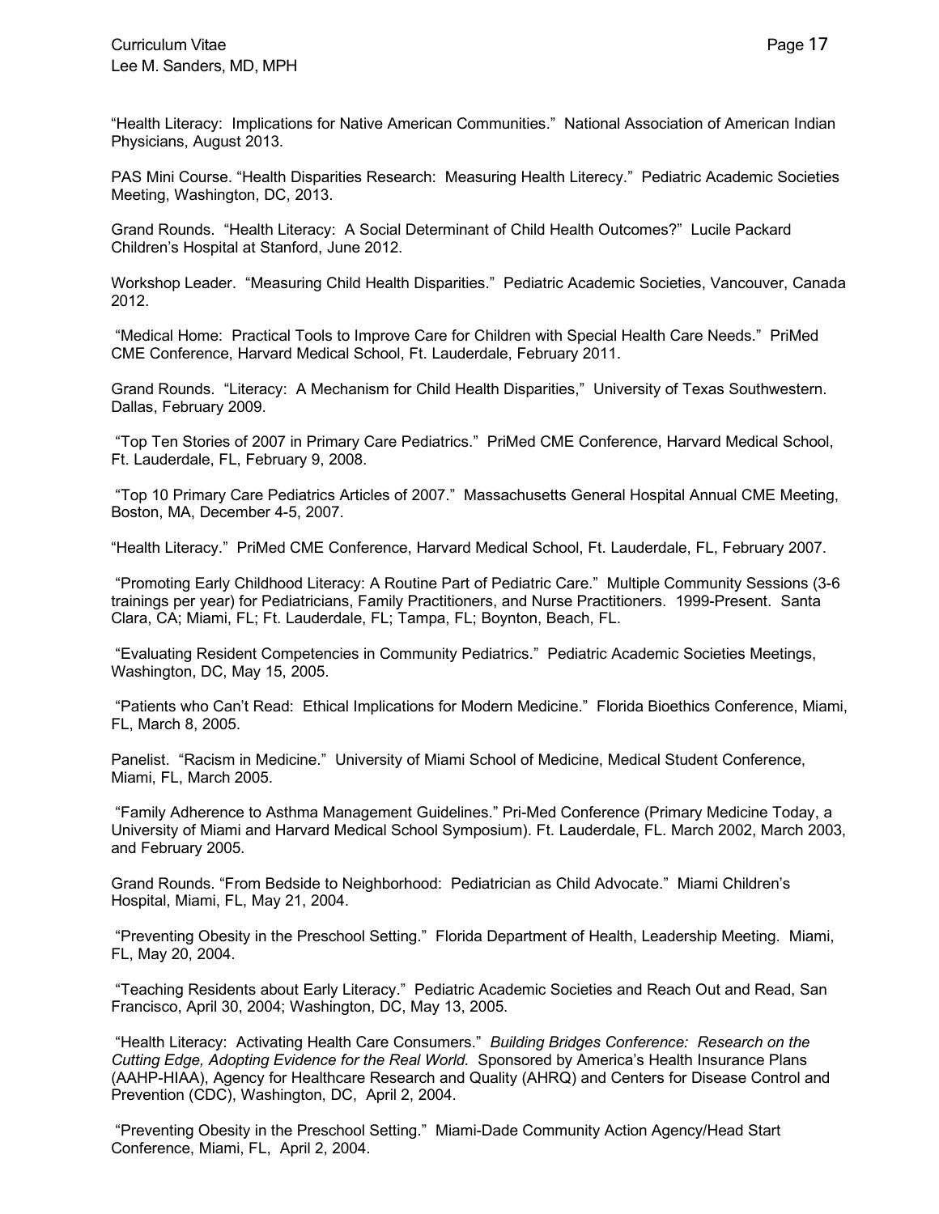"Health Literacy:  Implications for Native American Communities."  National Association of American Indian Physicians, August 2013.

PAS Mini Course. "Health Disparities Research:  Measuring Health Literecy."  Pediatric Academic Societies Meeting, Washington, DC, 2013.

Grand Rounds.  "Health Literacy:  A Social Determinant of Child Health Outcomes?"  Lucile Packard Children's Hospital at Stanford, June 2012.

Workshop Leader.  "Measuring Child Health Disparities."  Pediatric Academic Societies, Vancouver, Canada 2012.

"Medical Home:  Practical Tools to Improve Care for Children with Special Health Care Needs."  PriMed CME Conference, Harvard Medical School, Ft. Lauderdale, February 2011.

Grand Rounds.  "Literacy:  A Mechanism for Child Health Disparities,"  University of Texas Southwestern. Dallas, February 2009.

"Top Ten Stories of 2007 in Primary Care Pediatrics."  PriMed CME Conference, Harvard Medical School, Ft. Lauderdale, FL, February 9, 2008.

"Top 10 Primary Care Pediatrics Articles of 2007."  Massachusetts General Hospital Annual CME Meeting, Boston, MA, December 4-5, 2007.

"Health Literacy."  PriMed CME Conference, Harvard Medical School, Ft. Lauderdale, FL, February 2007.

"Promoting Early Childhood Literacy: A Routine Part of Pediatric Care."  Multiple Community Sessions (3-6 trainings per year) for Pediatricians, Family Practitioners, and Nurse Practitioners.  1999-Present.  Santa Clara, CA; Miami, FL; Ft. Lauderdale, FL; Tampa, FL; Boynton, Beach, FL.

"Evaluating Resident Competencies in Community Pediatrics."  Pediatric Academic Societies Meetings, Washington, DC, May 15, 2005.

"Patients who Can't Read:  Ethical Implications for Modern Medicine."  Florida Bioethics Conference, Miami, FL, March 8, 2005.

Panelist.  "Racism in Medicine."  University of Miami School of Medicine, Medical Student Conference, Miami, FL, March 2005.

"Family Adherence to Asthma Management Guidelines." Pri-Med Conference (Primary Medicine Today, a University of Miami and Harvard Medical School Symposium). Ft. Lauderdale, FL. March 2002, March 2003, and February 2005.

Grand Rounds. "From Bedside to Neighborhood:  Pediatrician as Child Advocate."  Miami Children's Hospital, Miami, FL, May 21, 2004.

"Preventing Obesity in the Preschool Setting."  Florida Department of Health, Leadership Meeting.  Miami, FL, May 20, 2004.

"Teaching Residents about Early Literacy."  Pediatric Academic Societies and Reach Out and Read, San Francisco, April 30, 2004; Washington, DC, May 13, 2005.

"Health Literacy:  Activating Health Care Consumers."  *Building Bridges Conference:  Research on the Cutting Edge, Adopting Evidence for the Real World.*  Sponsored by America's Health Insurance Plans (AAHP-HIAA), Agency for Healthcare Research and Quality (AHRQ) and Centers for Disease Control and Prevention (CDC), Washington, DC,  April 2, 2004.

"Preventing Obesity in the Preschool Setting."  Miami-Dade Community Action Agency/Head Start Conference, Miami, FL,  April 2, 2004.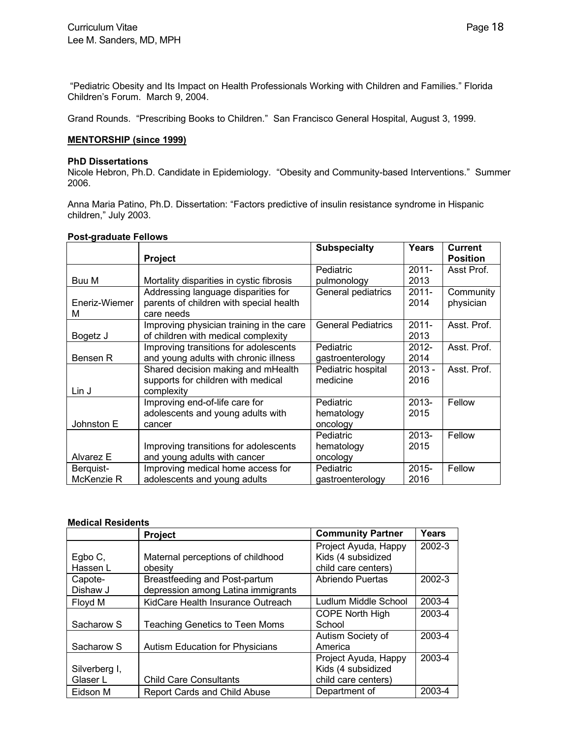"Pediatric Obesity and Its Impact on Health Professionals Working with Children and Families." Florida Children's Forum. March 9, 2004.

Grand Rounds. "Prescribing Books to Children." San Francisco General Hospital, August 3, 1999.

## **MENTORSHIP (since 1999)**

### PhD Dissertations

Nicole Hebron, Ph.D. Candidate in Epidemiology. "Obesity and Community-based Interventions." Summer 2006.

Anna Maria Patino, Ph.D. Dissertation: "Factors predictive of insulin resistance syndrome in Hispanic children," July 2003.

### Post-graduate Fellows

| | Project | Subspecialty | Years | Current Position |
|---|---|---|---|---|
| Buu M | Mortality disparities in cystic fibrosis | Pediatric pulmonology | 2011-2013 | Asst Prof. |
| Eneriz-Wiemer M | Addressing language disparities for parents of children with special health care needs | General pediatrics | 2011-2014 | Community physician |
| Bogetz J | Improving physician training in the care of children with medical complexity | General Pediatrics | 2011-2013 | Asst. Prof. |
| Bensen R | Improving transitions for adolescents and young adults with chronic illness | Pediatric gastroenterology | 2012-2014 | Asst. Prof. |
| Lin J | Shared decision making and mHealth supports for children with medical complexity | Pediatric hospital medicine | 2013 - 2016 | Asst. Prof. |
| Johnston E | Improving end-of-life care for adolescents and young adults with cancer | Pediatric hematology oncology | 2013-2015 | Fellow |
| Alvarez E | Improving transitions for adolescents and young adults with cancer | Pediatric hematology oncology | 2013-2015 | Fellow |
| Berquist-McKenzie R | Improving medical home access for adolescents and young adults | Pediatric gastroenterology | 2015-2016 | Fellow |

### Medical Residents

| | Project | Community Partner | Years |
|---|---|---|---|
| Egbo C, Hassen L | Maternal perceptions of childhood obesity | Project Ayuda, Happy Kids (4 subsidized child care centers) | 2002-3 |
| Capote-Dishaw J | Breastfeeding and Post-partum depression among Latina immigrants | Abriendo Puertas | 2002-3 |
| Floyd M | KidCare Health Insurance Outreach | Ludlum Middle School | 2003-4 |
| Sacharow S | Teaching Genetics to Teen Moms | COPE North High School | 2003-4 |
| Sacharow S | Autism Education for Physicians | Autism Society of America | 2003-4 |
| Silverberg I, Glaser L | Child Care Consultants | Project Ayuda, Happy Kids (4 subsidized child care centers) | 2003-4 |
| Eidson M | Report Cards and Child Abuse | Department of | 2003-4 |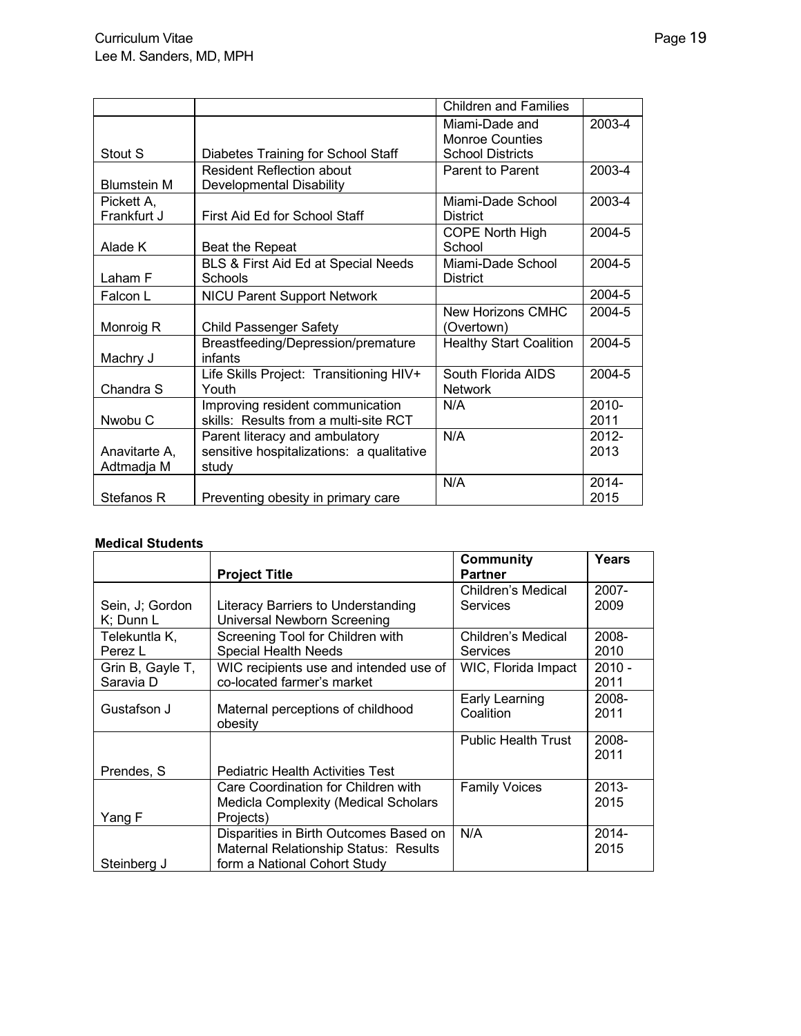| | | | |
|---|---|---|---|
| | | Children and Families | |
| Stout S | Diabetes Training for School Staff | Miami-Dade and Monroe Counties School Districts | 2003-4 |
| Blumstein M | Resident Reflection about Developmental Disability | Parent to Parent | 2003-4 |
| Pickett A, Frankfurt J | First Aid Ed for School Staff | Miami-Dade School District | 2003-4 |
| Alade K | Beat the Repeat | COPE North High School | 2004-5 |
| Laham F | BLS & First Aid Ed at Special Needs Schools | Miami-Dade School District | 2004-5 |
| Falcon L | NICU Parent Support Network | | 2004-5 |
| Monroig R | Child Passenger Safety | New Horizons CMHC (Overtown) | 2004-5 |
| Machry J | Breastfeeding/Depression/premature infants | Healthy Start Coalition | 2004-5 |
| Chandra S | Life Skills Project: Transitioning HIV+ Youth | South Florida AIDS Network | 2004-5 |
| Nwobu C | Improving resident communication skills: Results from a multi-site RCT | N/A | 2010-2011 |
| Anavitarte A, Admadja M | Parent literacy and ambulatory sensitive hospitalizations: a qualitative study | N/A | 2012-2013 |
| Stefanos R | Preventing obesity in primary care | N/A | 2014-2015 |

**Medical Students**

| | Project Title | Community Partner | Years |
|---|---|---|---|
| Sein, J; Gordon K; Dunn L | Literacy Barriers to Understanding Universal Newborn Screening | Children's Medical Services | 2007-2009 |
| Telekuntla K, Perez L | Screening Tool for Children with Special Health Needs | Children's Medical Services | 2008-2010 |
| Grin B, Gayle T, Saravia D | WIC recipients use and intended use of co-located farmer's market | WIC, Florida Impact | 2010 - 2011 |
| Gustafson J | Maternal perceptions of childhood obesity | Early Learning Coalition | 2008-2011 |
| Prendes, S | Pediatric Health Activities Test | Public Health Trust | 2008-2011 |
| Yang F | Care Coordination for Children with Medicla Complexity (Medical Scholars Projects) | Family Voices | 2013-2015 |
| Steinberg J | Disparities in Birth Outcomes Based on Maternal Relationship Status: Results form a National Cohort Study | N/A | 2014-2015 |